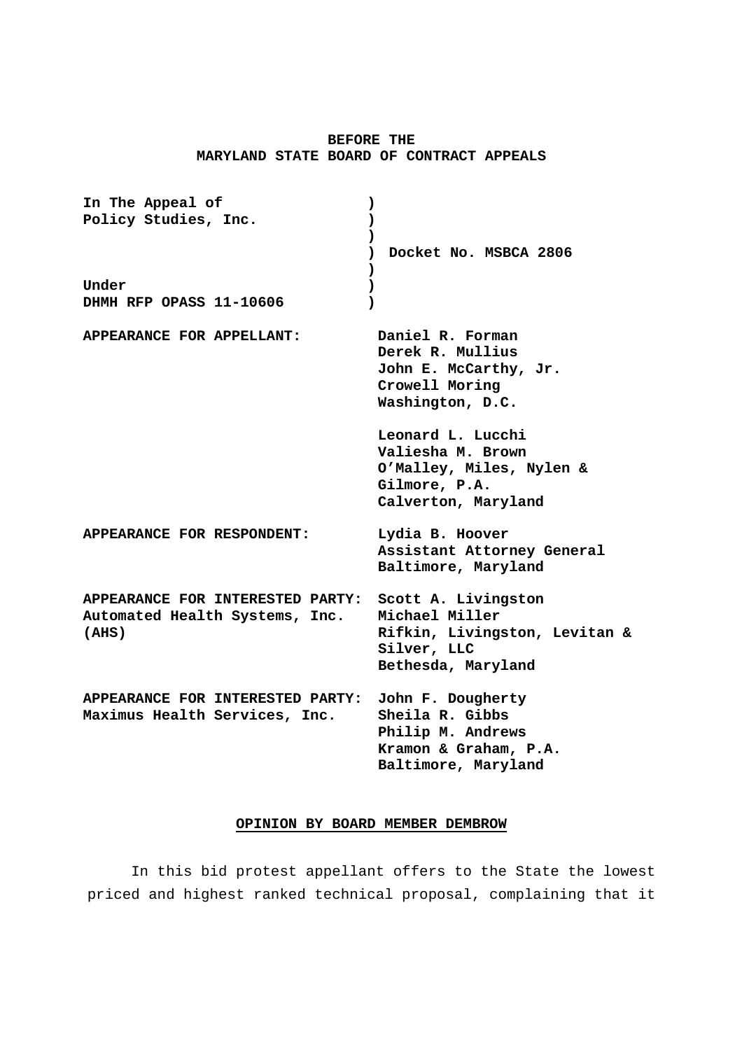**BEFORE THE**
**MARYLAND STATE BOARD OF CONTRACT APPEALS**

| | |
|---|---|
| **In The Appeal of** | |
| **Policy Studies, Inc.** | |
| | **Docket No. MSBCA 2806** |
| **Under** | |
| **DHMH RFP OPASS 11-10606** | |

| | |
|---|---|
| **APPEARANCE FOR APPELLANT:** | **Daniel R. Forman**<br>**Derek R. Mullius**<br>**John E. McCarthy, Jr.**<br>**Crowell Moring**<br>**Washington, D.C.** |
| | **Leonard L. Lucchi**<br>**Valiesha M. Brown**<br>**O'Malley, Miles, Nylen &**<br>**Gilmore, P.A.**<br>**Calverton, Maryland** |
| **APPEARANCE FOR RESPONDENT:** | **Lydia B. Hoover**<br>**Assistant Attorney General**<br>**Baltimore, Maryland** |
| **APPEARANCE FOR INTERESTED PARTY:**<br>**Automated Health Systems, Inc.**<br>**(AHS)** | **Scott A. Livingston**<br>**Michael Miller**<br>**Rifkin, Livingston, Levitan &**<br>**Silver, LLC**<br>**Bethesda, Maryland** |
| **APPEARANCE FOR INTERESTED PARTY:**<br>**Maximus Health Services, Inc.** | **John F. Dougherty**<br>**Sheila R. Gibbs**<br>**Philip M. Andrews**<br>**Kramon & Graham, P.A.**<br>**Baltimore, Maryland** |

**OPINION BY BOARD MEMBER DEMBROW**

In this bid protest appellant offers to the State the lowest priced and highest ranked technical proposal, complaining that it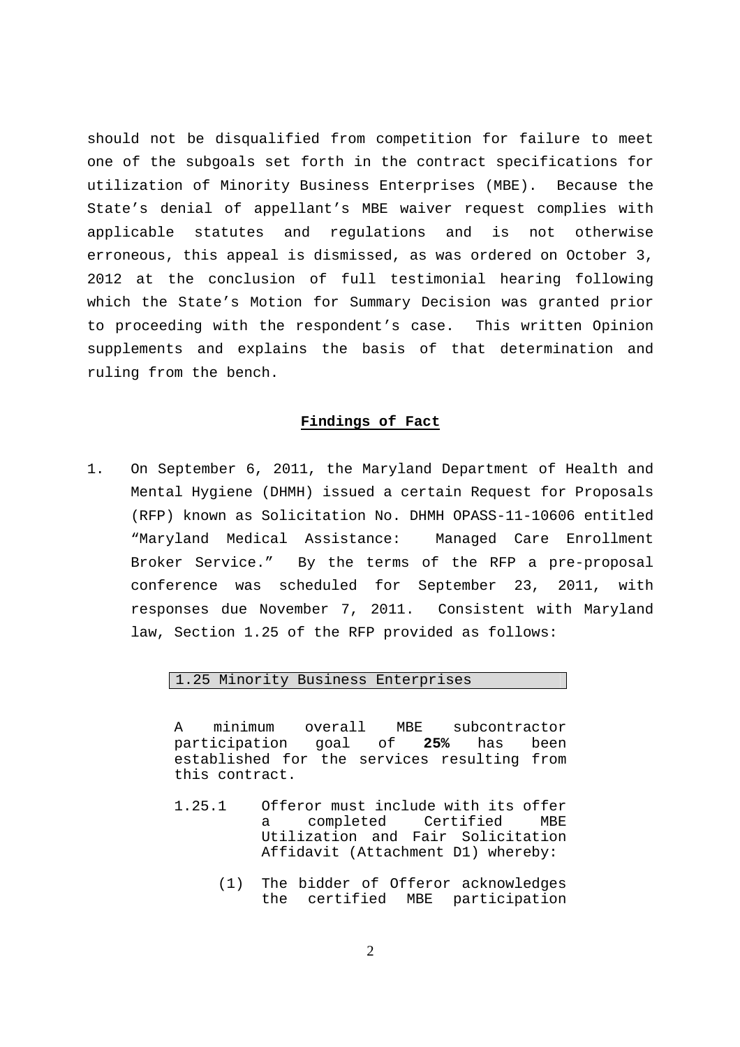should not be disqualified from competition for failure to meet one of the subgoals set forth in the contract specifications for utilization of Minority Business Enterprises (MBE). Because the State's denial of appellant's MBE waiver request complies with applicable statutes and regulations and is not otherwise erroneous, this appeal is dismissed, as was ordered on October 3, 2012 at the conclusion of full testimonial hearing following which the State's Motion for Summary Decision was granted prior to proceeding with the respondent's case. This written Opinion supplements and explains the basis of that determination and ruling from the bench.

## **Findings of Fact**

1. On September 6, 2011, the Maryland Department of Health and Mental Hygiene (DHMH) issued a certain Request for Proposals (RFP) known as Solicitation No. DHMH OPASS-11-10606 entitled "Maryland Medical Assistance: Managed Care Enrollment Broker Service." By the terms of the RFP a pre-proposal conference was scheduled for September 23, 2011, with responses due November 7, 2011. Consistent with Maryland law, Section 1.25 of the RFP provided as follows:

   > 1.25 Minority Business Enterprises
   >
   > A minimum overall MBE subcontractor participation goal of **25%** has been established for the services resulting from this contract.
   >
   > 1.25.1 Offeror must include with its offer a completed Certified MBE Utilization and Fair Solicitation Affidavit (Attachment D1) whereby:
   >
   > (1) The bidder of Offeror acknowledges the certified MBE participation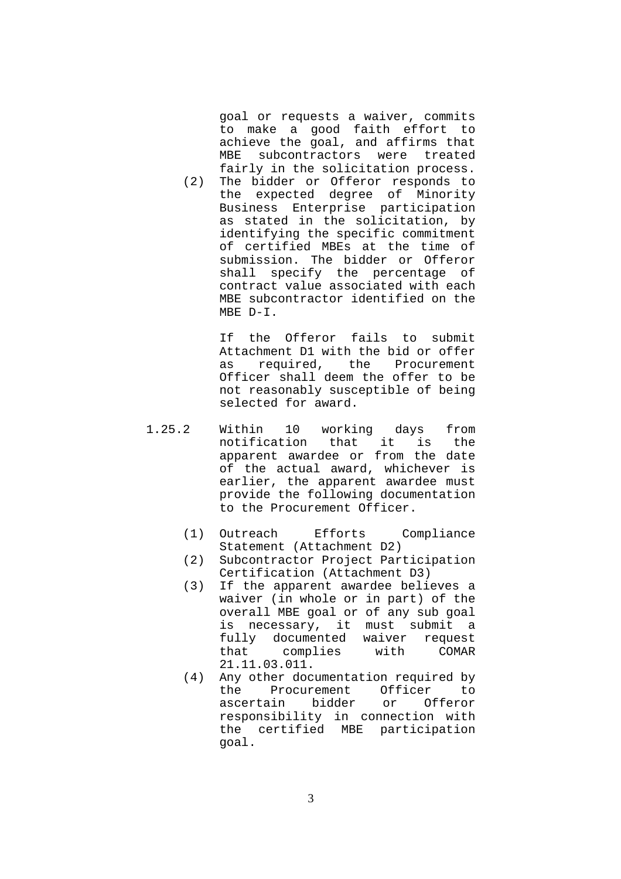goal or requests a waiver, commits to make a good faith effort to achieve the goal, and affirms that MBE subcontractors were treated fairly in the solicitation process.

(2) The bidder or Offeror responds to the expected degree of Minority Business Enterprise participation as stated in the solicitation, by identifying the specific commitment of certified MBEs at the time of submission. The bidder or Offeror shall specify the percentage of contract value associated with each MBE subcontractor identified on the MBE D-I.

If the Offeror fails to submit Attachment D1 with the bid or offer as required, the Procurement Officer shall deem the offer to be not reasonably susceptible of being selected for award.

1.25.2 Within 10 working days from notification that it is the apparent awardee or from the date of the actual award, whichever is earlier, the apparent awardee must provide the following documentation to the Procurement Officer.

(1) Outreach Efforts Compliance Statement (Attachment D2)
(2) Subcontractor Project Participation Certification (Attachment D3)
(3) If the apparent awardee believes a waiver (in whole or in part) of the overall MBE goal or of any sub goal is necessary, it must submit a fully documented waiver request that complies with COMAR 21.11.03.011.
(4) Any other documentation required by the Procurement Officer to ascertain bidder or Offeror responsibility in connection with the certified MBE participation goal.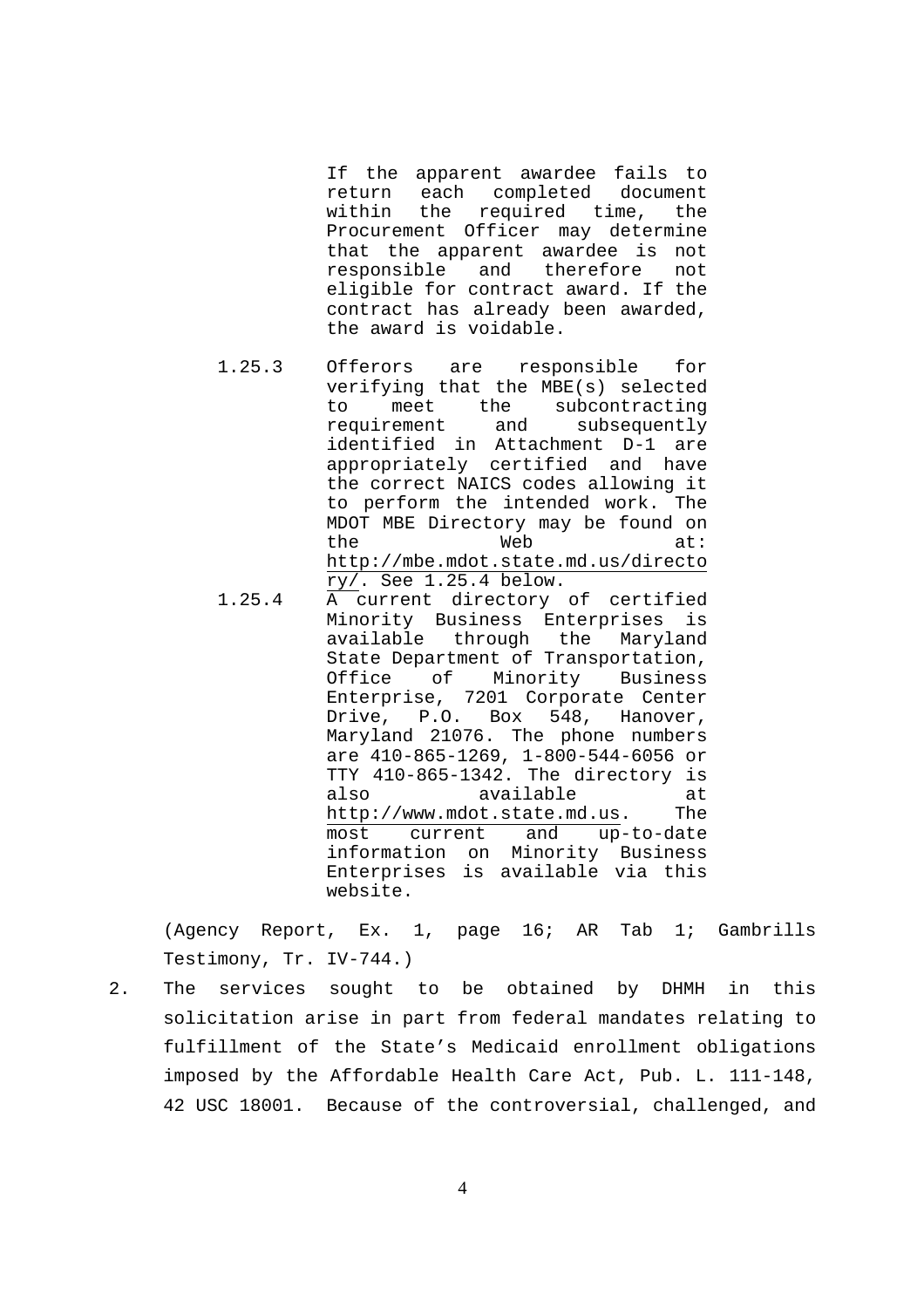If the apparent awardee fails to return each completed document within the required time, the Procurement Officer may determine that the apparent awardee is not responsible and therefore not eligible for contract award. If the contract has already been awarded, the award is voidable.

1.25.3 Offerors are responsible for verifying that the MBE(s) selected to meet the subcontracting requirement and subsequently identified in Attachment D-1 are appropriately certified and have the correct NAICS codes allowing it to perform the intended work. The MDOT MBE Directory may be found on the Web at: http://mbe.mdot.state.md.us/directory/. See 1.25.4 below.

1.25.4 A current directory of certified Minority Business Enterprises is available through the Maryland State Department of Transportation, Office of Minority Business Enterprise, 7201 Corporate Center Drive, P.O. Box 548, Hanover, Maryland 21076. The phone numbers are 410-865-1269, 1-800-544-6056 or TTY 410-865-1342. The directory is also available at http://www.mdot.state.md.us. The most current and up-to-date information on Minority Business Enterprises is available via this website.

(Agency Report, Ex. 1, page 16; AR Tab 1; Gambrills Testimony, Tr. IV-744.)

2. The services sought to be obtained by DHMH in this solicitation arise in part from federal mandates relating to fulfillment of the State's Medicaid enrollment obligations imposed by the Affordable Health Care Act, Pub. L. 111-148, 42 USC 18001. Because of the controversial, challenged, and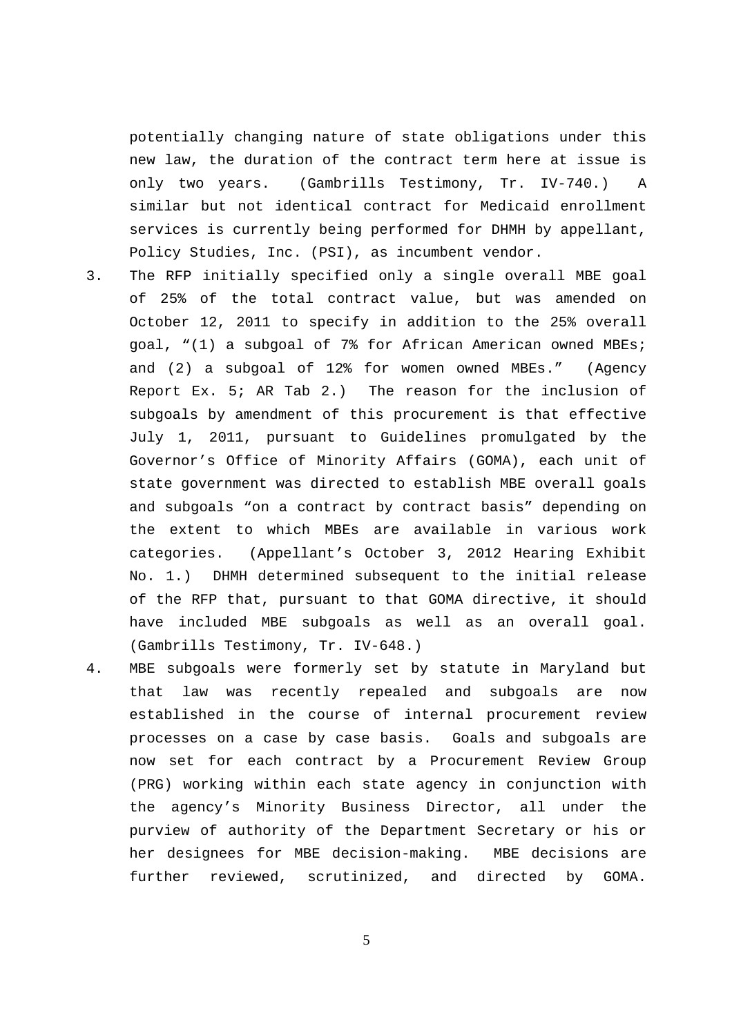potentially changing nature of state obligations under this new law, the duration of the contract term here at issue is only two years. (Gambrills Testimony, Tr. IV-740.) A similar but not identical contract for Medicaid enrollment services is currently being performed for DHMH by appellant, Policy Studies, Inc. (PSI), as incumbent vendor.

3. The RFP initially specified only a single overall MBE goal of 25% of the total contract value, but was amended on October 12, 2011 to specify in addition to the 25% overall goal, "(1) a subgoal of 7% for African American owned MBEs; and (2) a subgoal of 12% for women owned MBEs." (Agency Report Ex. 5; AR Tab 2.) The reason for the inclusion of subgoals by amendment of this procurement is that effective July 1, 2011, pursuant to Guidelines promulgated by the Governor's Office of Minority Affairs (GOMA), each unit of state government was directed to establish MBE overall goals and subgoals "on a contract by contract basis" depending on the extent to which MBEs are available in various work categories. (Appellant's October 3, 2012 Hearing Exhibit No. 1.) DHMH determined subsequent to the initial release of the RFP that, pursuant to that GOMA directive, it should have included MBE subgoals as well as an overall goal. (Gambrills Testimony, Tr. IV-648.)

4. MBE subgoals were formerly set by statute in Maryland but that law was recently repealed and subgoals are now established in the course of internal procurement review processes on a case by case basis. Goals and subgoals are now set for each contract by a Procurement Review Group (PRG) working within each state agency in conjunction with the agency's Minority Business Director, all under the purview of authority of the Department Secretary or his or her designees for MBE decision-making. MBE decisions are further reviewed, scrutinized, and directed by GOMA.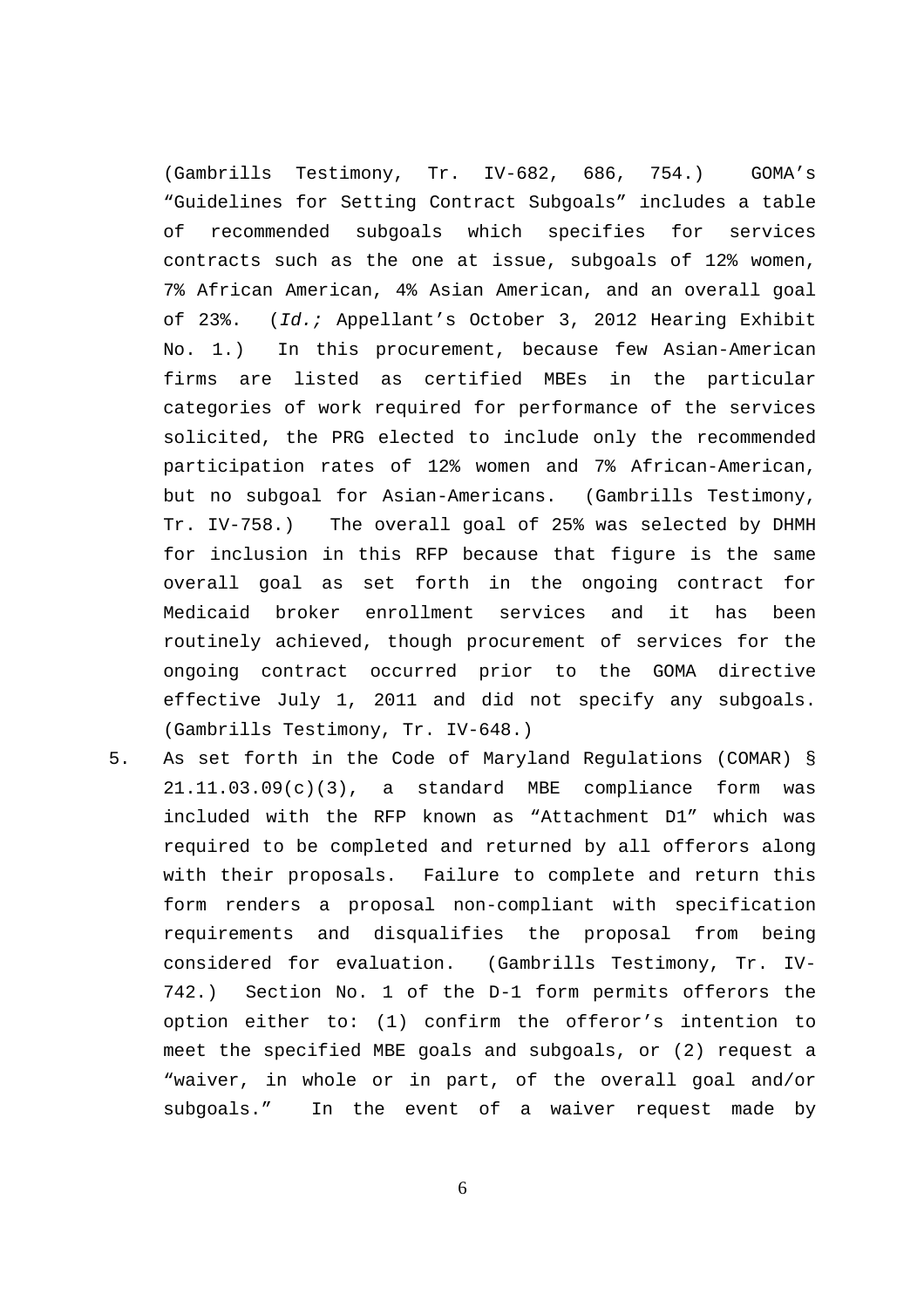(Gambrills Testimony, Tr. IV-682, 686, 754.) GOMA's "Guidelines for Setting Contract Subgoals" includes a table of recommended subgoals which specifies for services contracts such as the one at issue, subgoals of 12% women, 7% African American, 4% Asian American, and an overall goal of 23%. (*Id.;* Appellant's October 3, 2012 Hearing Exhibit No. 1.) In this procurement, because few Asian-American firms are listed as certified MBEs in the particular categories of work required for performance of the services solicited, the PRG elected to include only the recommended participation rates of 12% women and 7% African-American, but no subgoal for Asian-Americans. (Gambrills Testimony, Tr. IV-758.) The overall goal of 25% was selected by DHMH for inclusion in this RFP because that figure is the same overall goal as set forth in the ongoing contract for Medicaid broker enrollment services and it has been routinely achieved, though procurement of services for the ongoing contract occurred prior to the GOMA directive effective July 1, 2011 and did not specify any subgoals. (Gambrills Testimony, Tr. IV-648.)

5. As set forth in the Code of Maryland Regulations (COMAR) § 21.11.03.09(c)(3), a standard MBE compliance form was included with the RFP known as "Attachment D1" which was required to be completed and returned by all offerors along with their proposals. Failure to complete and return this form renders a proposal non-compliant with specification requirements and disqualifies the proposal from being considered for evaluation. (Gambrills Testimony, Tr. IV-742.) Section No. 1 of the D-1 form permits offerors the option either to: (1) confirm the offeror's intention to meet the specified MBE goals and subgoals, or (2) request a "waiver, in whole or in part, of the overall goal and/or subgoals." In the event of a waiver request made by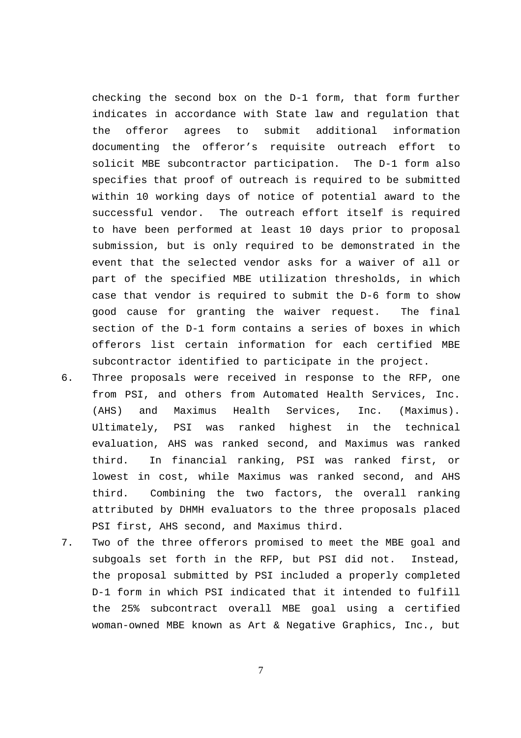checking the second box on the D-1 form, that form further indicates in accordance with State law and regulation that the offeror agrees to submit additional information documenting the offeror's requisite outreach effort to solicit MBE subcontractor participation. The D-1 form also specifies that proof of outreach is required to be submitted within 10 working days of notice of potential award to the successful vendor. The outreach effort itself is required to have been performed at least 10 days prior to proposal submission, but is only required to be demonstrated in the event that the selected vendor asks for a waiver of all or part of the specified MBE utilization thresholds, in which case that vendor is required to submit the D-6 form to show good cause for granting the waiver request. The final section of the D-1 form contains a series of boxes in which offerors list certain information for each certified MBE subcontractor identified to participate in the project.

6. Three proposals were received in response to the RFP, one from PSI, and others from Automated Health Services, Inc. (AHS) and Maximus Health Services, Inc. (Maximus). Ultimately, PSI was ranked highest in the technical evaluation, AHS was ranked second, and Maximus was ranked third. In financial ranking, PSI was ranked first, or lowest in cost, while Maximus was ranked second, and AHS third. Combining the two factors, the overall ranking attributed by DHMH evaluators to the three proposals placed PSI first, AHS second, and Maximus third.

7. Two of the three offerors promised to meet the MBE goal and subgoals set forth in the RFP, but PSI did not. Instead, the proposal submitted by PSI included a properly completed D-1 form in which PSI indicated that it intended to fulfill the 25% subcontract overall MBE goal using a certified woman-owned MBE known as Art & Negative Graphics, Inc., but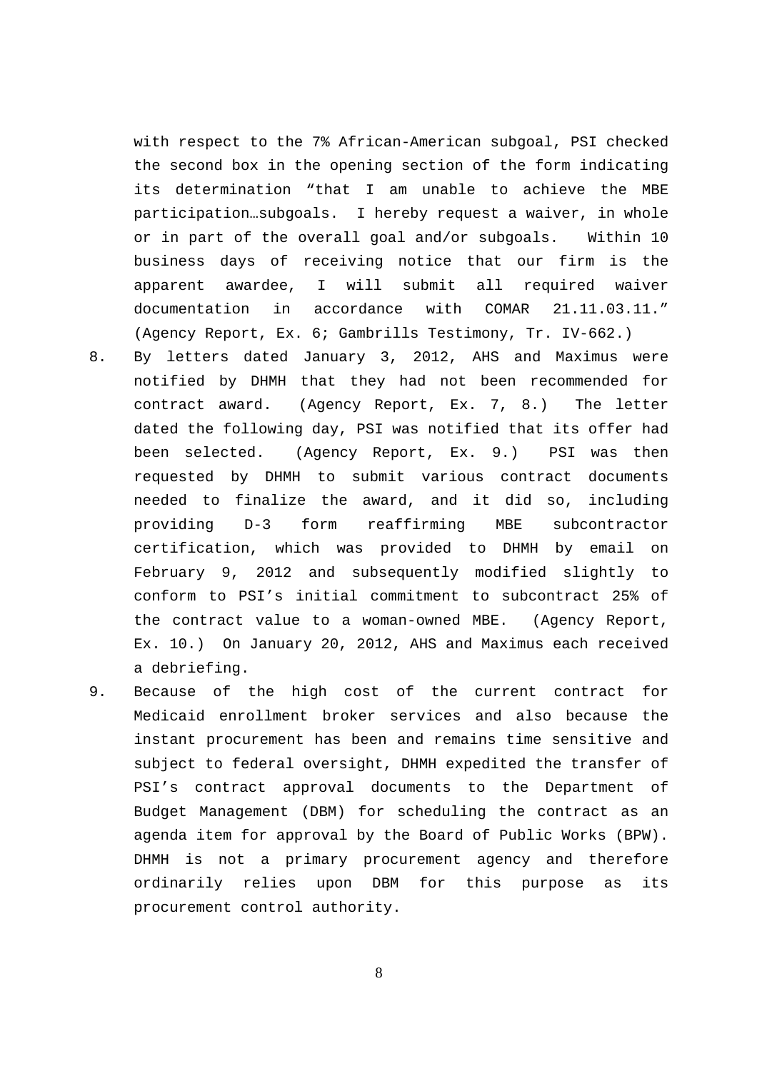with respect to the 7% African-American subgoal, PSI checked the second box in the opening section of the form indicating its determination "that I am unable to achieve the MBE participation…subgoals. I hereby request a waiver, in whole or in part of the overall goal and/or subgoals. Within 10 business days of receiving notice that our firm is the apparent awardee, I will submit all required waiver documentation in accordance with COMAR 21.11.03.11." (Agency Report, Ex. 6; Gambrills Testimony, Tr. IV-662.)

8. By letters dated January 3, 2012, AHS and Maximus were notified by DHMH that they had not been recommended for contract award. (Agency Report, Ex. 7, 8.) The letter dated the following day, PSI was notified that its offer had been selected. (Agency Report, Ex. 9.) PSI was then requested by DHMH to submit various contract documents needed to finalize the award, and it did so, including providing D-3 form reaffirming MBE subcontractor certification, which was provided to DHMH by email on February 9, 2012 and subsequently modified slightly to conform to PSI's initial commitment to subcontract 25% of the contract value to a woman-owned MBE. (Agency Report, Ex. 10.) On January 20, 2012, AHS and Maximus each received a debriefing.

9. Because of the high cost of the current contract for Medicaid enrollment broker services and also because the instant procurement has been and remains time sensitive and subject to federal oversight, DHMH expedited the transfer of PSI's contract approval documents to the Department of Budget Management (DBM) for scheduling the contract as an agenda item for approval by the Board of Public Works (BPW). DHMH is not a primary procurement agency and therefore ordinarily relies upon DBM for this purpose as its procurement control authority.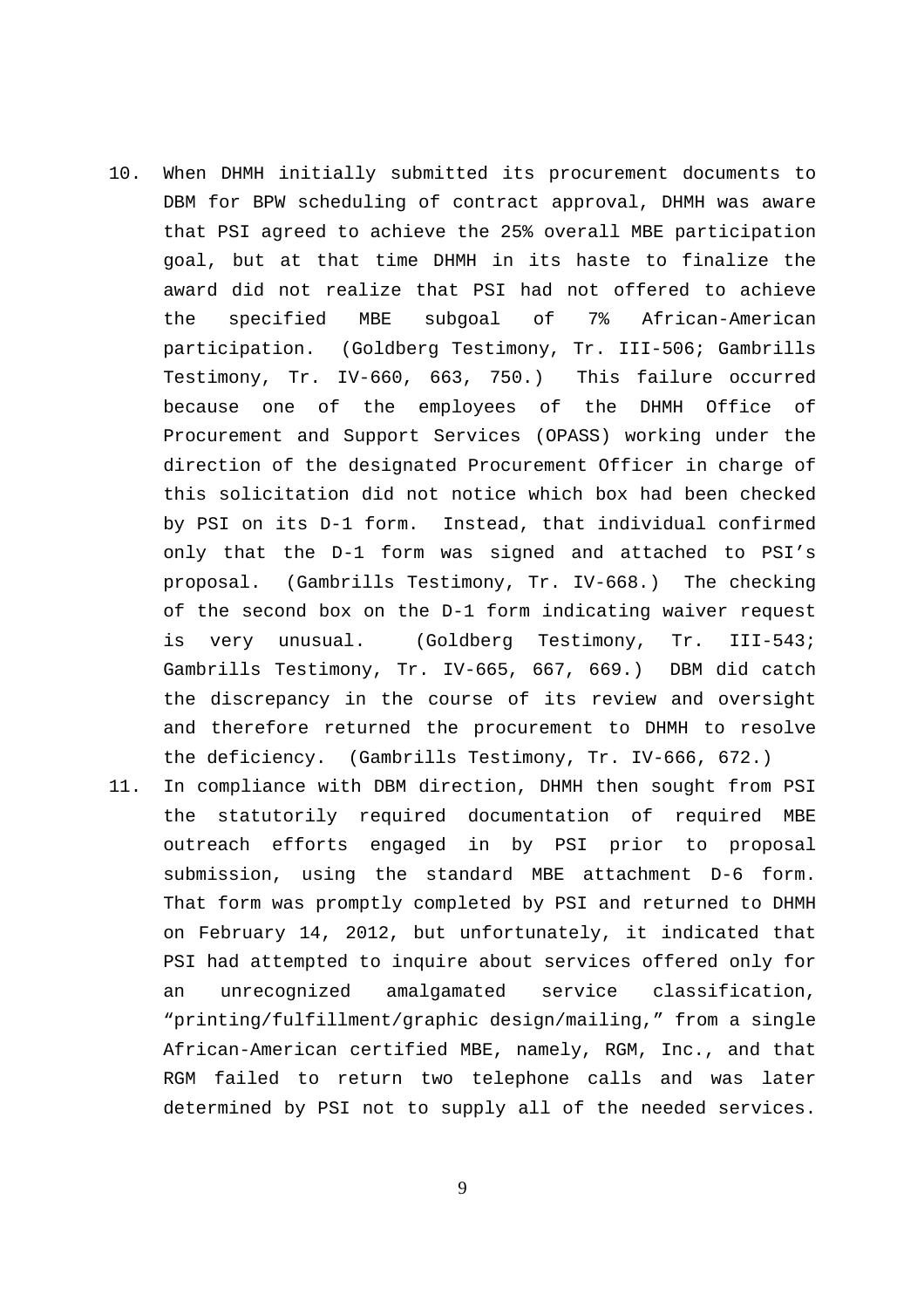10. When DHMH initially submitted its procurement documents to DBM for BPW scheduling of contract approval, DHMH was aware that PSI agreed to achieve the 25% overall MBE participation goal, but at that time DHMH in its haste to finalize the award did not realize that PSI had not offered to achieve the specified MBE subgoal of 7% African-American participation. (Goldberg Testimony, Tr. III-506; Gambrills Testimony, Tr. IV-660, 663, 750.) This failure occurred because one of the employees of the DHMH Office of Procurement and Support Services (OPASS) working under the direction of the designated Procurement Officer in charge of this solicitation did not notice which box had been checked by PSI on its D-1 form. Instead, that individual confirmed only that the D-1 form was signed and attached to PSI's proposal. (Gambrills Testimony, Tr. IV-668.) The checking of the second box on the D-1 form indicating waiver request is very unusual. (Goldberg Testimony, Tr. III-543; Gambrills Testimony, Tr. IV-665, 667, 669.) DBM did catch the discrepancy in the course of its review and oversight and therefore returned the procurement to DHMH to resolve the deficiency. (Gambrills Testimony, Tr. IV-666, 672.)
11. In compliance with DBM direction, DHMH then sought from PSI the statutorily required documentation of required MBE outreach efforts engaged in by PSI prior to proposal submission, using the standard MBE attachment D-6 form. That form was promptly completed by PSI and returned to DHMH on February 14, 2012, but unfortunately, it indicated that PSI had attempted to inquire about services offered only for an unrecognized amalgamated service classification, "printing/fulfillment/graphic design/mailing," from a single African-American certified MBE, namely, RGM, Inc., and that RGM failed to return two telephone calls and was later determined by PSI not to supply all of the needed services.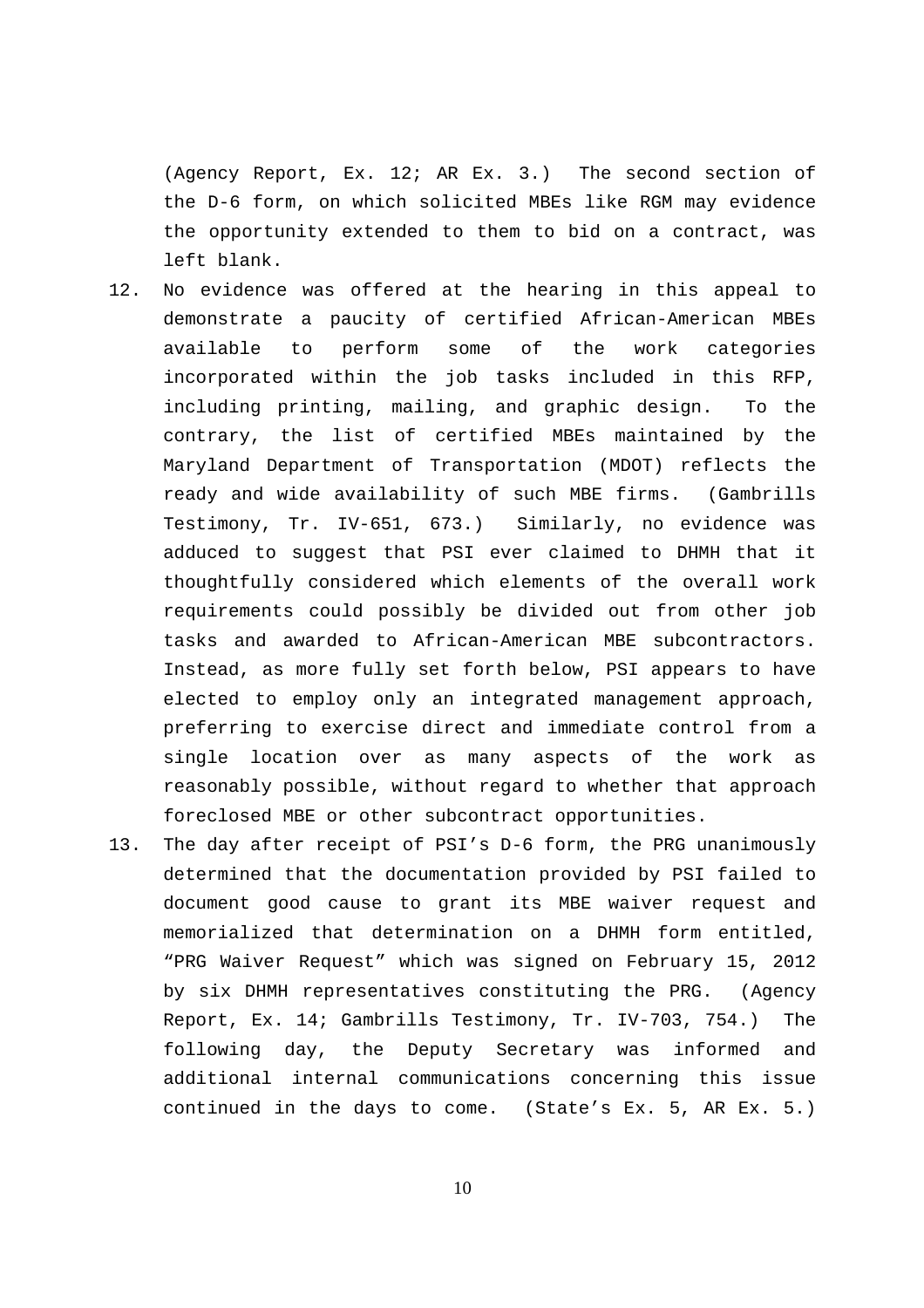(Agency Report, Ex. 12; AR Ex. 3.) The second section of the D-6 form, on which solicited MBEs like RGM may evidence the opportunity extended to them to bid on a contract, was left blank.

12. No evidence was offered at the hearing in this appeal to demonstrate a paucity of certified African-American MBEs available to perform some of the work categories incorporated within the job tasks included in this RFP, including printing, mailing, and graphic design. To the contrary, the list of certified MBEs maintained by the Maryland Department of Transportation (MDOT) reflects the ready and wide availability of such MBE firms. (Gambrills Testimony, Tr. IV-651, 673.) Similarly, no evidence was adduced to suggest that PSI ever claimed to DHMH that it thoughtfully considered which elements of the overall work requirements could possibly be divided out from other job tasks and awarded to African-American MBE subcontractors. Instead, as more fully set forth below, PSI appears to have elected to employ only an integrated management approach, preferring to exercise direct and immediate control from a single location over as many aspects of the work as reasonably possible, without regard to whether that approach foreclosed MBE or other subcontract opportunities.

13. The day after receipt of PSI's D-6 form, the PRG unanimously determined that the documentation provided by PSI failed to document good cause to grant its MBE waiver request and memorialized that determination on a DHMH form entitled, "PRG Waiver Request" which was signed on February 15, 2012 by six DHMH representatives constituting the PRG. (Agency Report, Ex. 14; Gambrills Testimony, Tr. IV-703, 754.) The following day, the Deputy Secretary was informed and additional internal communications concerning this issue continued in the days to come. (State's Ex. 5, AR Ex. 5.)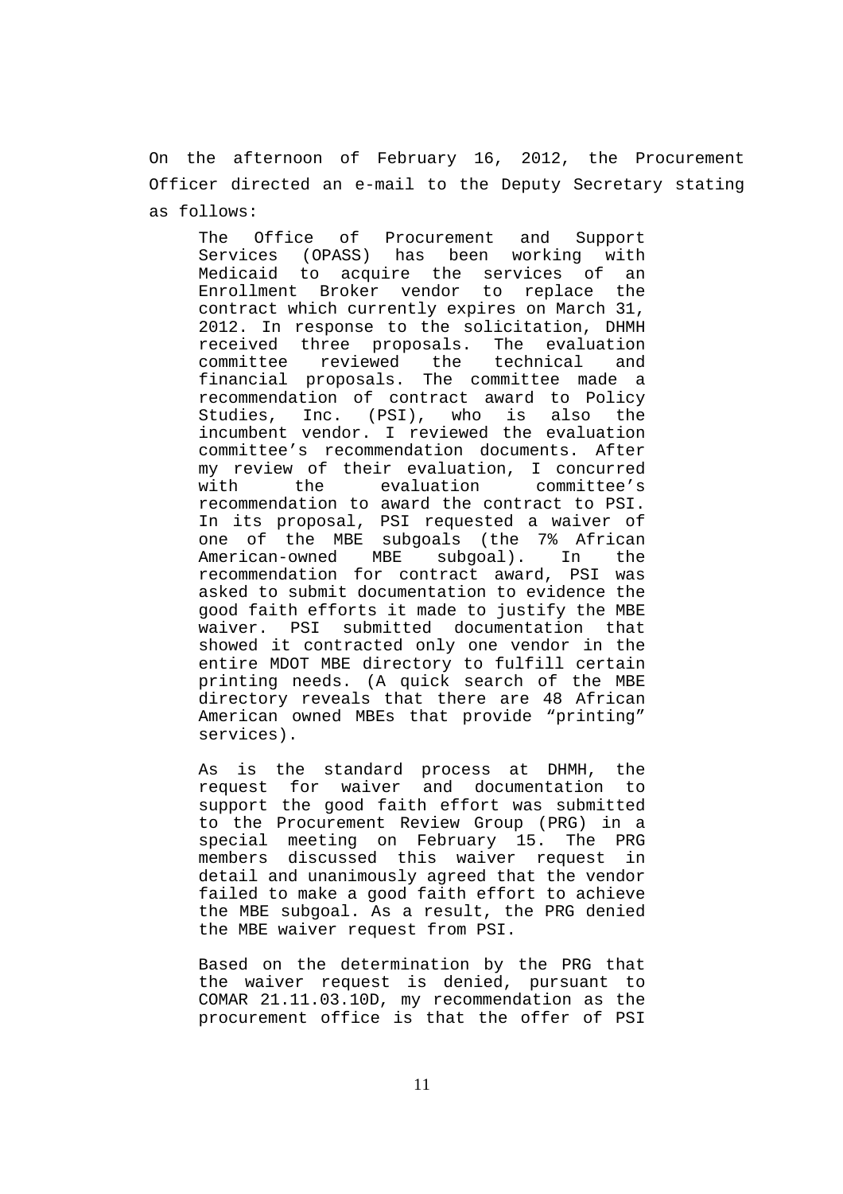On the afternoon of February 16, 2012, the Procurement Officer directed an e-mail to the Deputy Secretary stating as follows:

> The Office of Procurement and Support Services (OPASS) has been working with Medicaid to acquire the services of an Enrollment Broker vendor to replace the contract which currently expires on March 31, 2012. In response to the solicitation, DHMH received three proposals. The evaluation committee reviewed the technical and financial proposals. The committee made a recommendation of contract award to Policy Studies, Inc. (PSI), who is also the incumbent vendor. I reviewed the evaluation committee's recommendation documents. After my review of their evaluation, I concurred with the evaluation committee's recommendation to award the contract to PSI. In its proposal, PSI requested a waiver of one of the MBE subgoals (the 7% African American-owned MBE subgoal). In the recommendation for contract award, PSI was asked to submit documentation to evidence the good faith efforts it made to justify the MBE waiver. PSI submitted documentation that showed it contracted only one vendor in the entire MDOT MBE directory to fulfill certain printing needs. (A quick search of the MBE directory reveals that there are 48 African American owned MBEs that provide "printing" services).
>
> As is the standard process at DHMH, the request for waiver and documentation to support the good faith effort was submitted to the Procurement Review Group (PRG) in a special meeting on February 15. The PRG members discussed this waiver request in detail and unanimously agreed that the vendor failed to make a good faith effort to achieve the MBE subgoal. As a result, the PRG denied the MBE waiver request from PSI.
>
> Based on the determination by the PRG that the waiver request is denied, pursuant to COMAR 21.11.03.10D, my recommendation as the procurement office is that the offer of PSI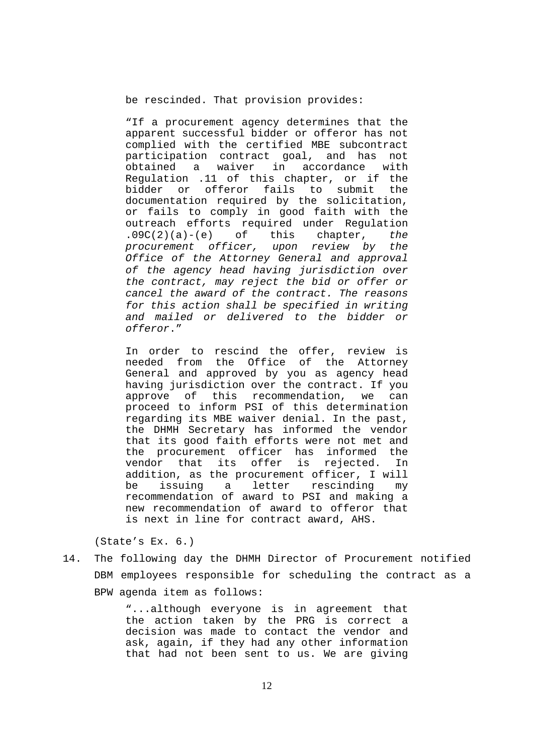be rescinded. That provision provides:

> "If a procurement agency determines that the apparent successful bidder or offeror has not complied with the certified MBE subcontract participation contract goal, and has not obtained a waiver in accordance with Regulation .11 of this chapter, or if the bidder or offeror fails to submit the documentation required by the solicitation, or fails to comply in good faith with the outreach efforts required under Regulation .09C(2)(a)-(e) of this chapter, *the procurement officer, upon review by the Office of the Attorney General and approval of the agency head having jurisdiction over the contract, may reject the bid or offer or cancel the award of the contract. The reasons for this action shall be specified in writing and mailed or delivered to the bidder or offeror*."
>
> In order to rescind the offer, review is needed from the Office of the Attorney General and approved by you as agency head having jurisdiction over the contract. If you approve of this recommendation, we can proceed to inform PSI of this determination regarding its MBE waiver denial. In the past, the DHMH Secretary has informed the vendor that its good faith efforts were not met and the procurement officer has informed the vendor that its offer is rejected. In addition, as the procurement officer, I will be issuing a letter rescinding my recommendation of award to PSI and making a new recommendation of award to offeror that is next in line for contract award, AHS.

(State's Ex. 6.)

14. The following day the DHMH Director of Procurement notified DBM employees responsible for scheduling the contract as a BPW agenda item as follows:

> "...although everyone is in agreement that the action taken by the PRG is correct a decision was made to contact the vendor and ask, again, if they had any other information that had not been sent to us. We are giving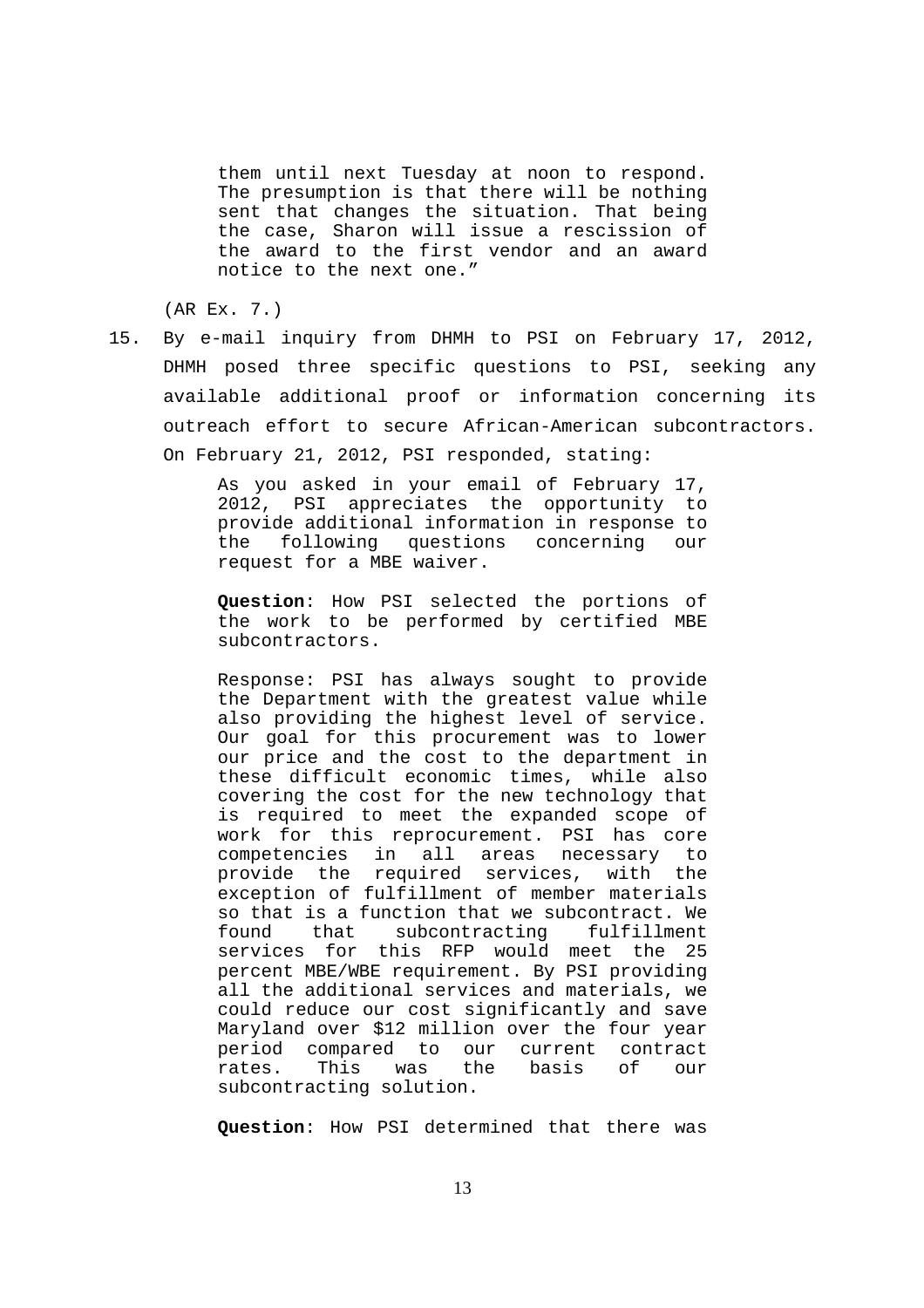> them until next Tuesday at noon to respond. The presumption is that there will be nothing sent that changes the situation. That being the case, Sharon will issue a rescission of the award to the first vendor and an award notice to the next one."

(AR Ex. 7.)

15. By e-mail inquiry from DHMH to PSI on February 17, 2012, DHMH posed three specific questions to PSI, seeking any available additional proof or information concerning its outreach effort to secure African-American subcontractors. On February 21, 2012, PSI responded, stating:

> As you asked in your email of February 17, 2012, PSI appreciates the opportunity to provide additional information in response to the following questions concerning our request for a MBE waiver.
>
> **Question**: How PSI selected the portions of the work to be performed by certified MBE subcontractors.
>
> Response: PSI has always sought to provide the Department with the greatest value while also providing the highest level of service. Our goal for this procurement was to lower our price and the cost to the department in these difficult economic times, while also covering the cost for the new technology that is required to meet the expanded scope of work for this reprocurement. PSI has core competencies in all areas necessary to provide the required services, with the exception of fulfillment of member materials so that is a function that we subcontract. We found that subcontracting fulfillment services for this RFP would meet the 25 percent MBE/WBE requirement. By PSI providing all the additional services and materials, we could reduce our cost significantly and save Maryland over $12 million over the four year period compared to our current contract rates. This was the basis of our subcontracting solution.
>
> **Question**: How PSI determined that there was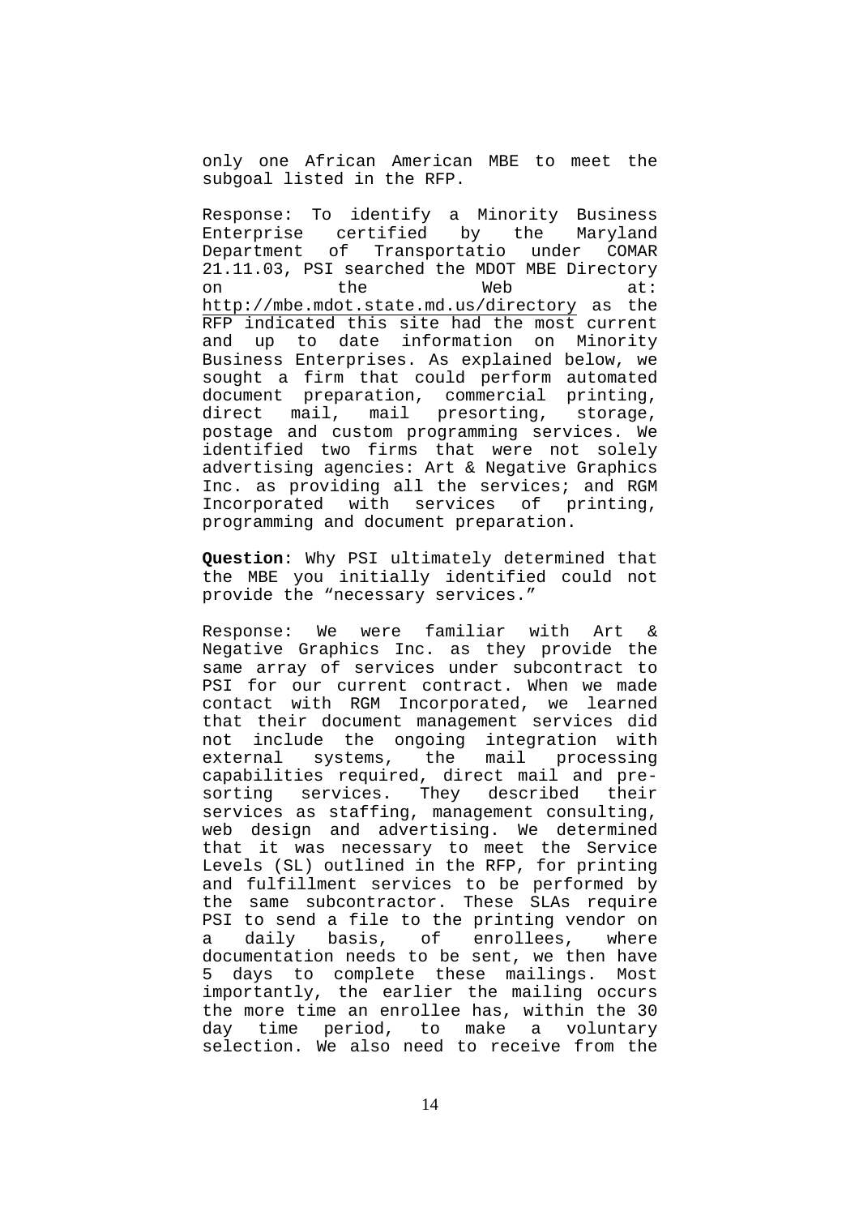only one African American MBE to meet the subgoal listed in the RFP.

Response: To identify a Minority Business Enterprise certified by the Maryland Department of Transportatio under COMAR 21.11.03, PSI searched the MDOT MBE Directory on the Web at: http://mbe.mdot.state.md.us/directory as the RFP indicated this site had the most current and up to date information on Minority Business Enterprises. As explained below, we sought a firm that could perform automated document preparation, commercial printing, direct mail, mail presorting, storage, postage and custom programming services. We identified two firms that were not solely advertising agencies: Art & Negative Graphics Inc. as providing all the services; and RGM Incorporated with services of printing, programming and document preparation.

**Question**: Why PSI ultimately determined that the MBE you initially identified could not provide the "necessary services."

Response: We were familiar with Art & Negative Graphics Inc. as they provide the same array of services under subcontract to PSI for our current contract. When we made contact with RGM Incorporated, we learned that their document management services did not include the ongoing integration with external systems, the mail processing capabilities required, direct mail and pre-sorting services. They described their services as staffing, management consulting, web design and advertising. We determined that it was necessary to meet the Service Levels (SL) outlined in the RFP, for printing and fulfillment services to be performed by the same subcontractor. These SLAs require PSI to send a file to the printing vendor on a daily basis, of enrollees, where documentation needs to be sent, we then have 5 days to complete these mailings. Most importantly, the earlier the mailing occurs the more time an enrollee has, within the 30 day time period, to make a voluntary selection. We also need to receive from the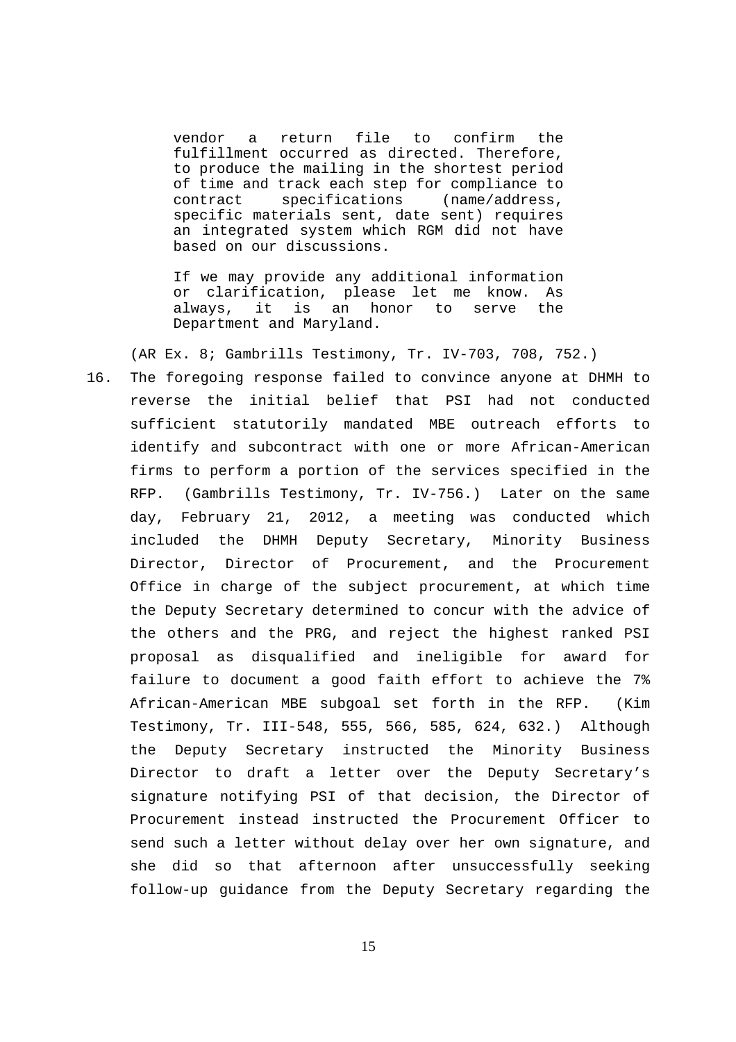> vendor a return file to confirm the fulfillment occurred as directed. Therefore, to produce the mailing in the shortest period of time and track each step for compliance to contract specifications (name/address, specific materials sent, date sent) requires an integrated system which RGM did not have based on our discussions.
>
> If we may provide any additional information or clarification, please let me know. As always, it is an honor to serve the Department and Maryland.

(AR Ex. 8; Gambrills Testimony, Tr. IV-703, 708, 752.)

16. The foregoing response failed to convince anyone at DHMH to reverse the initial belief that PSI had not conducted sufficient statutorily mandated MBE outreach efforts to identify and subcontract with one or more African-American firms to perform a portion of the services specified in the RFP. (Gambrills Testimony, Tr. IV-756.) Later on the same day, February 21, 2012, a meeting was conducted which included the DHMH Deputy Secretary, Minority Business Director, Director of Procurement, and the Procurement Office in charge of the subject procurement, at which time the Deputy Secretary determined to concur with the advice of the others and the PRG, and reject the highest ranked PSI proposal as disqualified and ineligible for award for failure to document a good faith effort to achieve the 7% African-American MBE subgoal set forth in the RFP. (Kim Testimony, Tr. III-548, 555, 566, 585, 624, 632.) Although the Deputy Secretary instructed the Minority Business Director to draft a letter over the Deputy Secretary's signature notifying PSI of that decision, the Director of Procurement instead instructed the Procurement Officer to send such a letter without delay over her own signature, and she did so that afternoon after unsuccessfully seeking follow-up guidance from the Deputy Secretary regarding the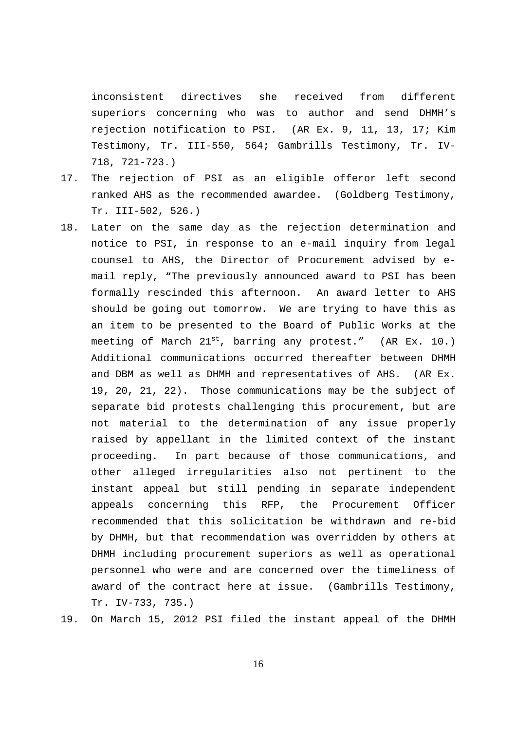inconsistent directives she received from different superiors concerning who was to author and send DHMH's rejection notification to PSI. (AR Ex. 9, 11, 13, 17; Kim Testimony, Tr. III-550, 564; Gambrills Testimony, Tr. IV-718, 721-723.)

17. The rejection of PSI as an eligible offeror left second ranked AHS as the recommended awardee. (Goldberg Testimony, Tr. III-502, 526.)

18. Later on the same day as the rejection determination and notice to PSI, in response to an e-mail inquiry from legal counsel to AHS, the Director of Procurement advised by e-mail reply, "The previously announced award to PSI has been formally rescinded this afternoon. An award letter to AHS should be going out tomorrow. We are trying to have this as an item to be presented to the Board of Public Works at the meeting of March 21st, barring any protest." (AR Ex. 10.) Additional communications occurred thereafter between DHMH and DBM as well as DHMH and representatives of AHS. (AR Ex. 19, 20, 21, 22). Those communications may be the subject of separate bid protests challenging this procurement, but are not material to the determination of any issue properly raised by appellant in the limited context of the instant proceeding. In part because of those communications, and other alleged irregularities also not pertinent to the instant appeal but still pending in separate independent appeals concerning this RFP, the Procurement Officer recommended that this solicitation be withdrawn and re-bid by DHMH, but that recommendation was overridden by others at DHMH including procurement superiors as well as operational personnel who were and are concerned over the timeliness of award of the contract here at issue. (Gambrills Testimony, Tr. IV-733, 735.)

19. On March 15, 2012 PSI filed the instant appeal of the DHMH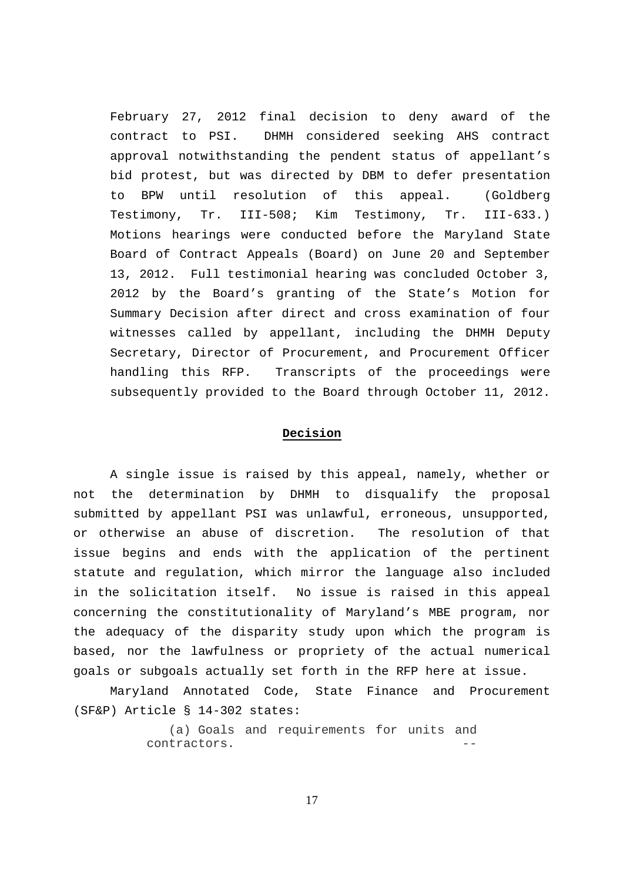February 27, 2012 final decision to deny award of the contract to PSI. DHMH considered seeking AHS contract approval notwithstanding the pendent status of appellant's bid protest, but was directed by DBM to defer presentation to BPW until resolution of this appeal. (Goldberg Testimony, Tr. III-508; Kim Testimony, Tr. III-633.) Motions hearings were conducted before the Maryland State Board of Contract Appeals (Board) on June 20 and September 13, 2012. Full testimonial hearing was concluded October 3, 2012 by the Board's granting of the State's Motion for Summary Decision after direct and cross examination of four witnesses called by appellant, including the DHMH Deputy Secretary, Director of Procurement, and Procurement Officer handling this RFP. Transcripts of the proceedings were subsequently provided to the Board through October 11, 2012.

## Decision

A single issue is raised by this appeal, namely, whether or not the determination by DHMH to disqualify the proposal submitted by appellant PSI was unlawful, erroneous, unsupported, or otherwise an abuse of discretion. The resolution of that issue begins and ends with the application of the pertinent statute and regulation, which mirror the language also included in the solicitation itself. No issue is raised in this appeal concerning the constitutionality of Maryland's MBE program, nor the adequacy of the disparity study upon which the program is based, nor the lawfulness or propriety of the actual numerical goals or subgoals actually set forth in the RFP here at issue.

Maryland Annotated Code, State Finance and Procurement (SF&P) Article § 14-302 states:

> (a) Goals and requirements for units and contractors. --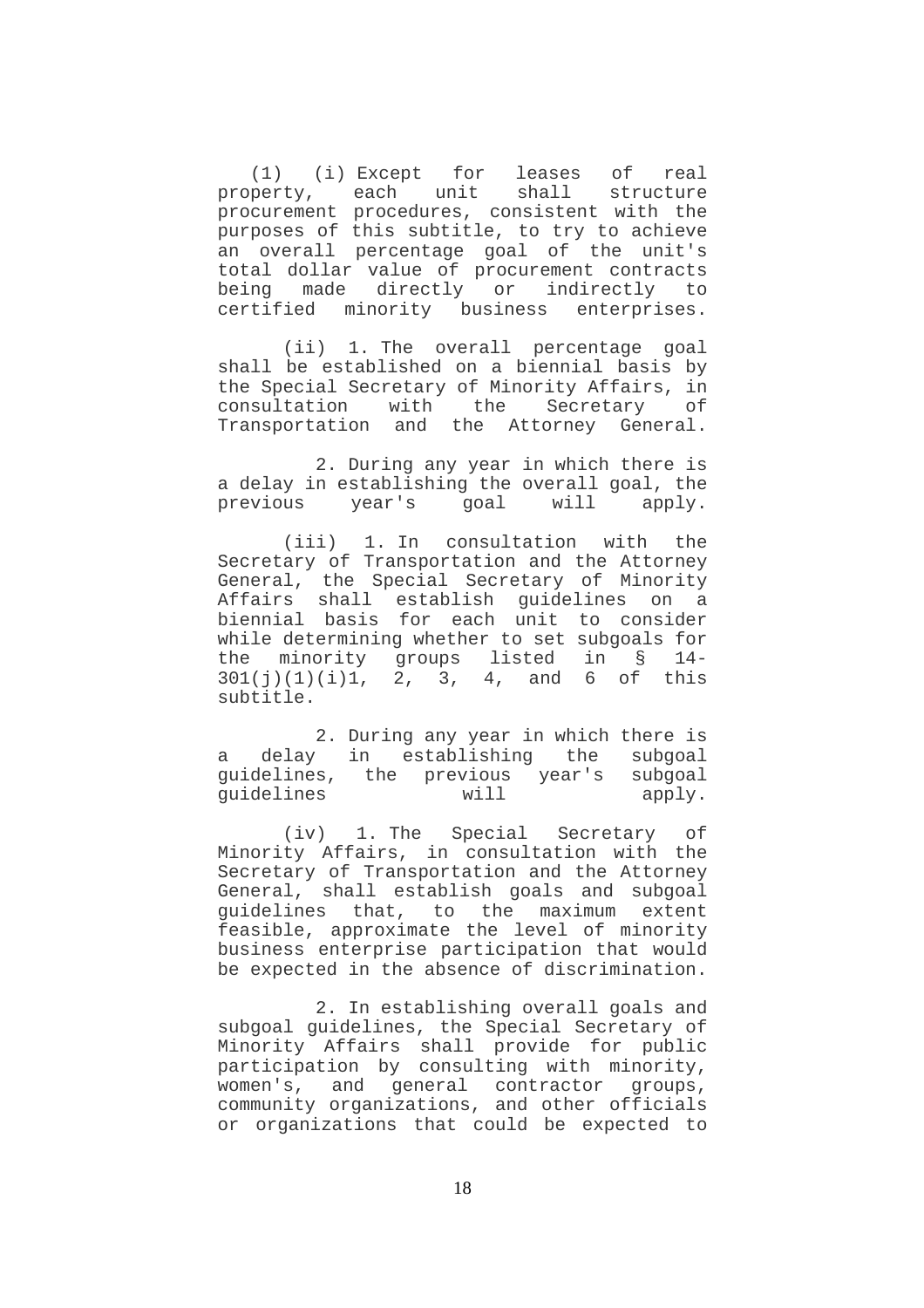(1) (i) Except for leases of real property, each unit shall structure procurement procedures, consistent with the purposes of this subtitle, to try to achieve an overall percentage goal of the unit's total dollar value of procurement contracts being made directly or indirectly to certified minority business enterprises.

(ii) 1. The overall percentage goal shall be established on a biennial basis by the Special Secretary of Minority Affairs, in consultation with the Secretary of Transportation and the Attorney General.

2. During any year in which there is a delay in establishing the overall goal, the previous year's goal will apply.

(iii) 1. In consultation with the Secretary of Transportation and the Attorney General, the Special Secretary of Minority Affairs shall establish guidelines on a biennial basis for each unit to consider while determining whether to set subgoals for the minority groups listed in § 14-301(j)(1)(i)1, 2, 3, 4, and 6 of this subtitle.

2. During any year in which there is a delay in establishing the subgoal guidelines, the previous year's subgoal guidelines will apply.

(iv) 1. The Special Secretary of Minority Affairs, in consultation with the Secretary of Transportation and the Attorney General, shall establish goals and subgoal guidelines that, to the maximum extent feasible, approximate the level of minority business enterprise participation that would be expected in the absence of discrimination.

2. In establishing overall goals and subgoal guidelines, the Special Secretary of Minority Affairs shall provide for public participation by consulting with minority, women's, and general contractor groups, community organizations, and other officials or organizations that could be expected to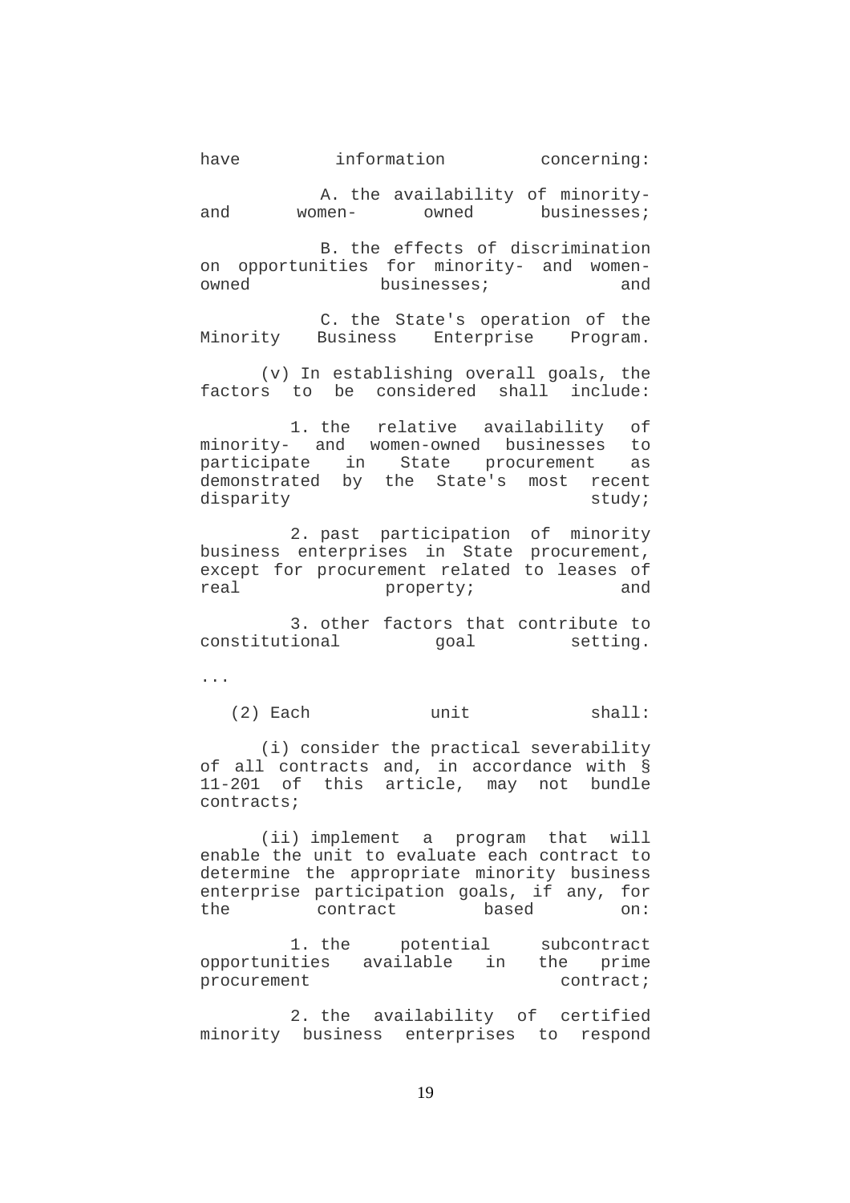have information concerning:

A. the availability of minority- and women- owned businesses;

B. the effects of discrimination on opportunities for minority- and women-owned businesses; and

C. the State's operation of the Minority Business Enterprise Program.

(v) In establishing overall goals, the factors to be considered shall include:

1. the relative availability of minority- and women-owned businesses to participate in State procurement as demonstrated by the State's most recent disparity study;

2. past participation of minority business enterprises in State procurement, except for procurement related to leases of real property; and

3. other factors that contribute to constitutional goal setting.

...

(2) Each unit shall:

(i) consider the practical severability of all contracts and, in accordance with § 11-201 of this article, may not bundle contracts;

(ii) implement a program that will enable the unit to evaluate each contract to determine the appropriate minority business enterprise participation goals, if any, for the contract based on:

1. the potential subcontract opportunities available in the prime procurement contract;

2. the availability of certified minority business enterprises to respond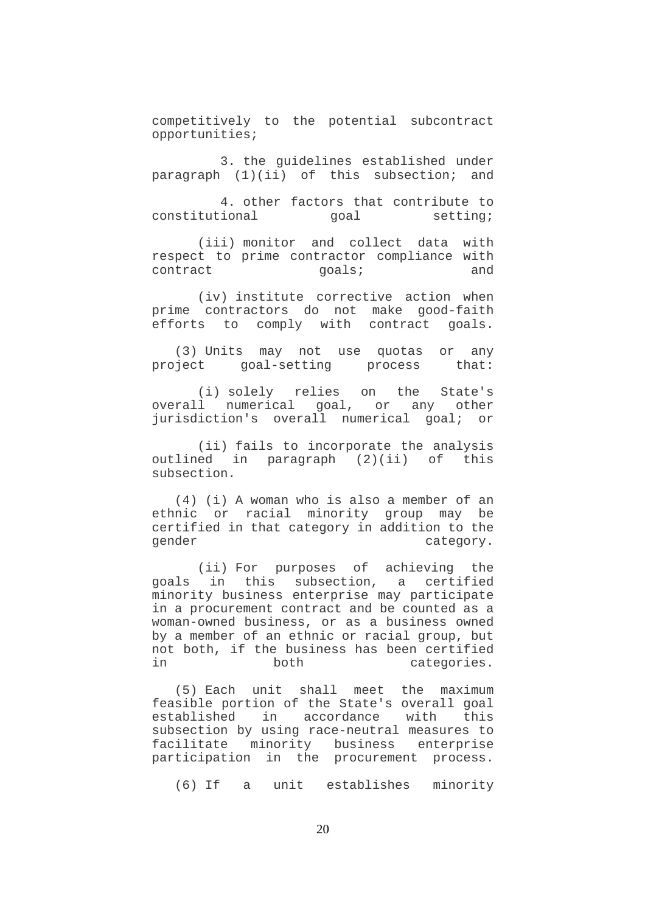competitively to the potential subcontract opportunities;

3. the guidelines established under paragraph (1)(ii) of this subsection; and

4. other factors that contribute to constitutional goal setting;

(iii) monitor and collect data with respect to prime contractor compliance with contract goals; and

(iv) institute corrective action when prime contractors do not make good-faith efforts to comply with contract goals.

(3) Units may not use quotas or any project goal-setting process that:

(i) solely relies on the State's overall numerical goal, or any other jurisdiction's overall numerical goal; or

(ii) fails to incorporate the analysis outlined in paragraph (2)(ii) of this subsection.

(4) (i) A woman who is also a member of an ethnic or racial minority group may be certified in that category in addition to the gender category.

(ii) For purposes of achieving the goals in this subsection, a certified minority business enterprise may participate in a procurement contract and be counted as a woman-owned business, or as a business owned by a member of an ethnic or racial group, but not both, if the business has been certified in both categories.

(5) Each unit shall meet the maximum feasible portion of the State's overall goal established in accordance with this subsection by using race-neutral measures to facilitate minority business enterprise participation in the procurement process.

(6) If a unit establishes minority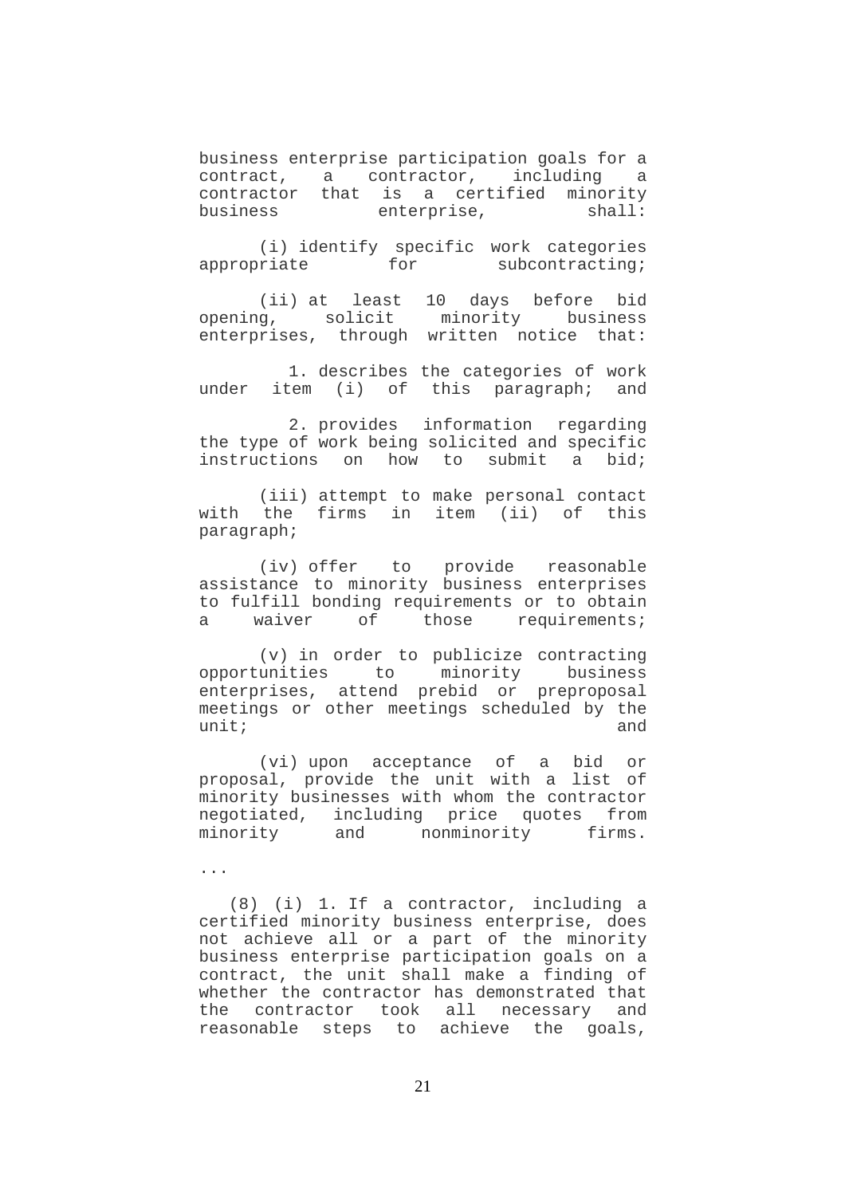business enterprise participation goals for a contract, a contractor, including a contractor that is a certified minority business enterprise, shall:

(i) identify specific work categories appropriate for subcontracting;

(ii) at least 10 days before bid opening, solicit minority business enterprises, through written notice that:

1. describes the categories of work under item (i) of this paragraph; and

2. provides information regarding the type of work being solicited and specific instructions on how to submit a bid;

(iii) attempt to make personal contact with the firms in item (ii) of this paragraph;

(iv) offer to provide reasonable assistance to minority business enterprises to fulfill bonding requirements or to obtain a waiver of those requirements;

(v) in order to publicize contracting opportunities to minority business enterprises, attend prebid or preproposal meetings or other meetings scheduled by the unit; and

(vi) upon acceptance of a bid or proposal, provide the unit with a list of minority businesses with whom the contractor negotiated, including price quotes from minority and nonminority firms.

...

(8) (i) 1. If a contractor, including a certified minority business enterprise, does not achieve all or a part of the minority business enterprise participation goals on a contract, the unit shall make a finding of whether the contractor has demonstrated that the contractor took all necessary and reasonable steps to achieve the goals,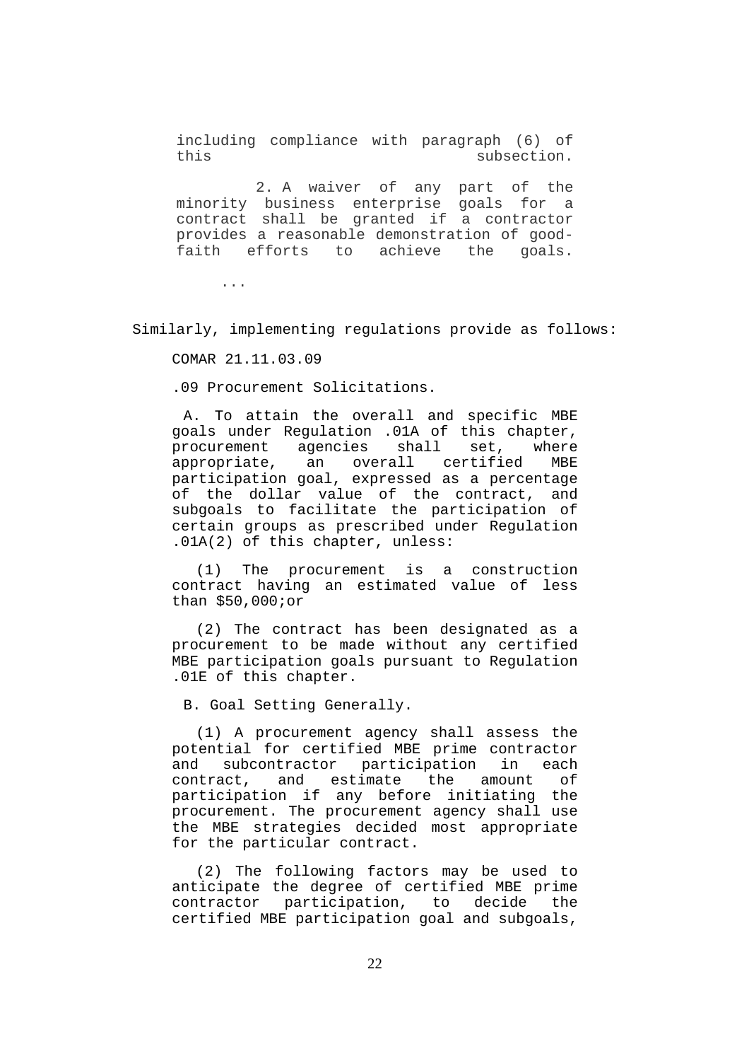including compliance with paragraph (6) of this subsection.

2. A waiver of any part of the minority business enterprise goals for a contract shall be granted if a contractor provides a reasonable demonstration of good-faith efforts to achieve the goals.

...

Similarly, implementing regulations provide as follows:

COMAR 21.11.03.09

.09 Procurement Solicitations.

A. To attain the overall and specific MBE goals under Regulation .01A of this chapter, procurement agencies shall set, where appropriate, an overall certified MBE participation goal, expressed as a percentage of the dollar value of the contract, and subgoals to facilitate the participation of certain groups as prescribed under Regulation .01A(2) of this chapter, unless:

(1) The procurement is a construction contract having an estimated value of less than $50,000;or

(2) The contract has been designated as a procurement to be made without any certified MBE participation goals pursuant to Regulation .01E of this chapter.

B. Goal Setting Generally.

(1) A procurement agency shall assess the potential for certified MBE prime contractor and subcontractor participation in each contract, and estimate the amount of participation if any before initiating the procurement. The procurement agency shall use the MBE strategies decided most appropriate for the particular contract.

(2) The following factors may be used to anticipate the degree of certified MBE prime contractor participation, to decide the certified MBE participation goal and subgoals,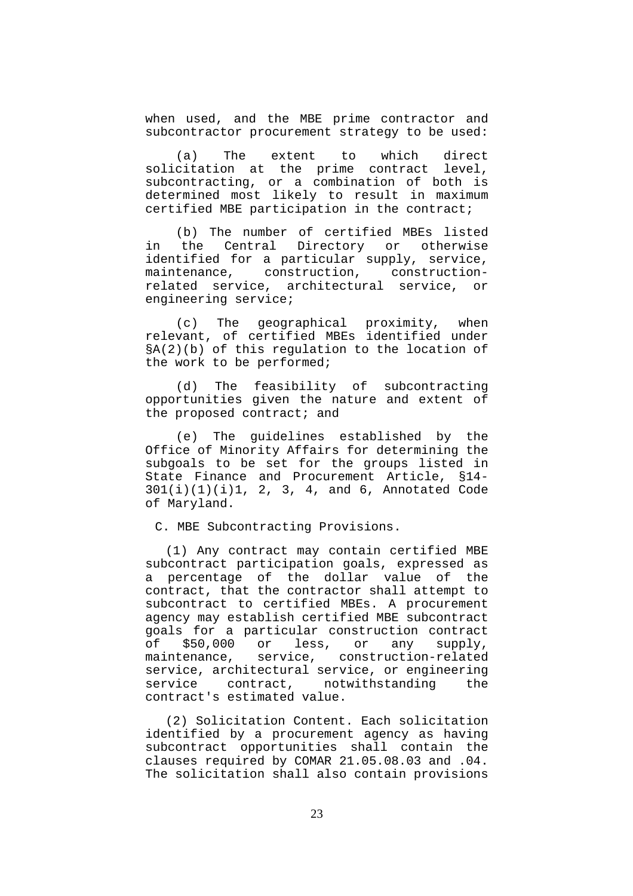when used, and the MBE prime contractor and subcontractor procurement strategy to be used:

(a) The extent to which direct solicitation at the prime contract level, subcontracting, or a combination of both is determined most likely to result in maximum certified MBE participation in the contract;

(b) The number of certified MBEs listed in the Central Directory or otherwise identified for a particular supply, service, maintenance, construction, construction-related service, architectural service, or engineering service;

(c) The geographical proximity, when relevant, of certified MBEs identified under §A(2)(b) of this regulation to the location of the work to be performed;

(d) The feasibility of subcontracting opportunities given the nature and extent of the proposed contract; and

(e) The guidelines established by the Office of Minority Affairs for determining the subgoals to be set for the groups listed in State Finance and Procurement Article, §14-301(i)(1)(i)1, 2, 3, 4, and 6, Annotated Code of Maryland.

C. MBE Subcontracting Provisions.

(1) Any contract may contain certified MBE subcontract participation goals, expressed as a percentage of the dollar value of the contract, that the contractor shall attempt to subcontract to certified MBEs. A procurement agency may establish certified MBE subcontract goals for a particular construction contract of $50,000 or less, or any supply, maintenance, service, construction-related service, architectural service, or engineering service contract, notwithstanding the contract's estimated value.

(2) Solicitation Content. Each solicitation identified by a procurement agency as having subcontract opportunities shall contain the clauses required by COMAR 21.05.08.03 and .04. The solicitation shall also contain provisions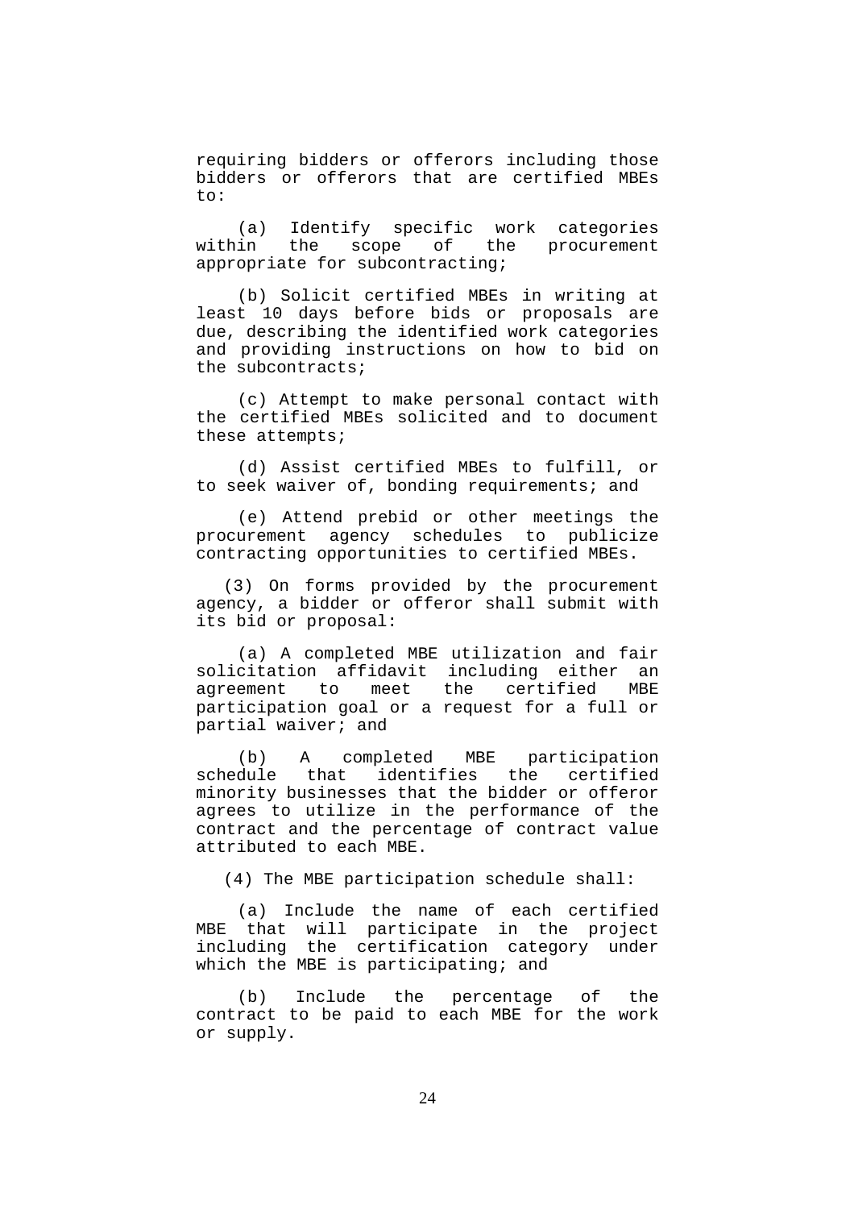requiring bidders or offerors including those bidders or offerors that are certified MBEs to:

(a) Identify specific work categories within the scope of the procurement appropriate for subcontracting;

(b) Solicit certified MBEs in writing at least 10 days before bids or proposals are due, describing the identified work categories and providing instructions on how to bid on the subcontracts;

(c) Attempt to make personal contact with the certified MBEs solicited and to document these attempts;

(d) Assist certified MBEs to fulfill, or to seek waiver of, bonding requirements; and

(e) Attend prebid or other meetings the procurement agency schedules to publicize contracting opportunities to certified MBEs.

(3) On forms provided by the procurement agency, a bidder or offeror shall submit with its bid or proposal:

(a) A completed MBE utilization and fair solicitation affidavit including either an agreement to meet the certified MBE participation goal or a request for a full or partial waiver; and

(b) A completed MBE participation schedule that identifies the certified minority businesses that the bidder or offeror agrees to utilize in the performance of the contract and the percentage of contract value attributed to each MBE.

(4) The MBE participation schedule shall:

(a) Include the name of each certified MBE that will participate in the project including the certification category under which the MBE is participating; and

(b) Include the percentage of the contract to be paid to each MBE for the work or supply.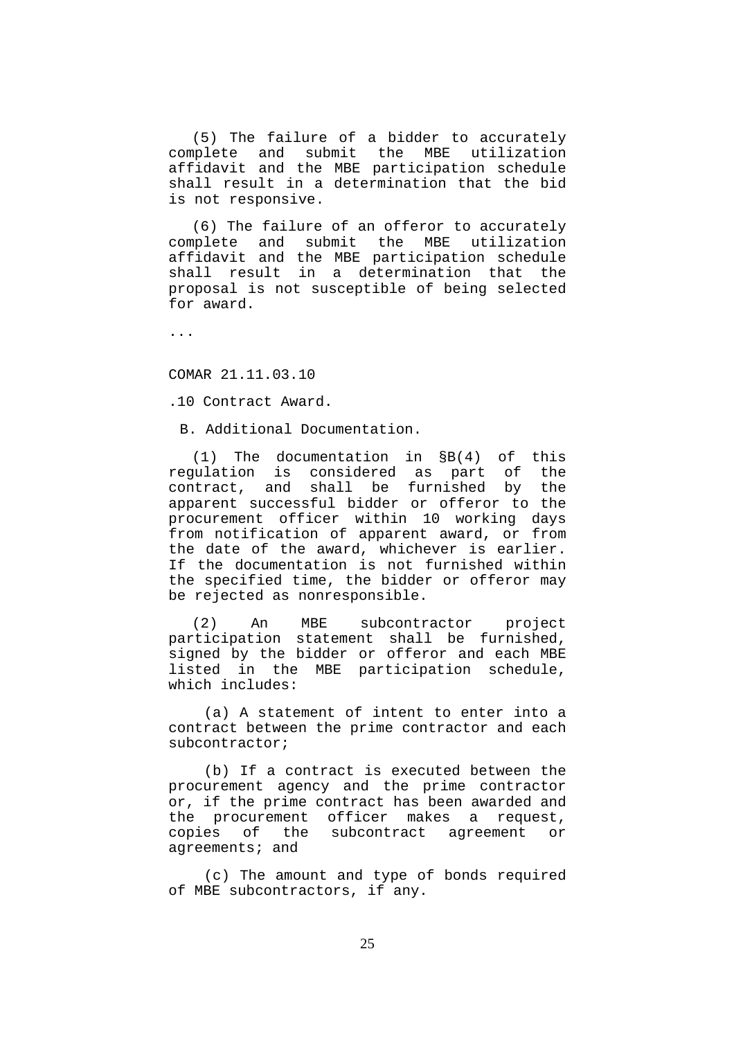(5) The failure of a bidder to accurately complete and submit the MBE utilization affidavit and the MBE participation schedule shall result in a determination that the bid is not responsive.

(6) The failure of an offeror to accurately complete and submit the MBE utilization affidavit and the MBE participation schedule shall result in a determination that the proposal is not susceptible of being selected for award.

...

COMAR 21.11.03.10

.10 Contract Award.

B. Additional Documentation.

(1) The documentation in §B(4) of this regulation is considered as part of the contract, and shall be furnished by the apparent successful bidder or offeror to the procurement officer within 10 working days from notification of apparent award, or from the date of the award, whichever is earlier. If the documentation is not furnished within the specified time, the bidder or offeror may be rejected as nonresponsible.

(2) An MBE subcontractor project participation statement shall be furnished, signed by the bidder or offeror and each MBE listed in the MBE participation schedule, which includes:

(a) A statement of intent to enter into a contract between the prime contractor and each subcontractor;

(b) If a contract is executed between the procurement agency and the prime contractor or, if the prime contract has been awarded and the procurement officer makes a request, copies of the subcontract agreement or agreements; and

(c) The amount and type of bonds required of MBE subcontractors, if any.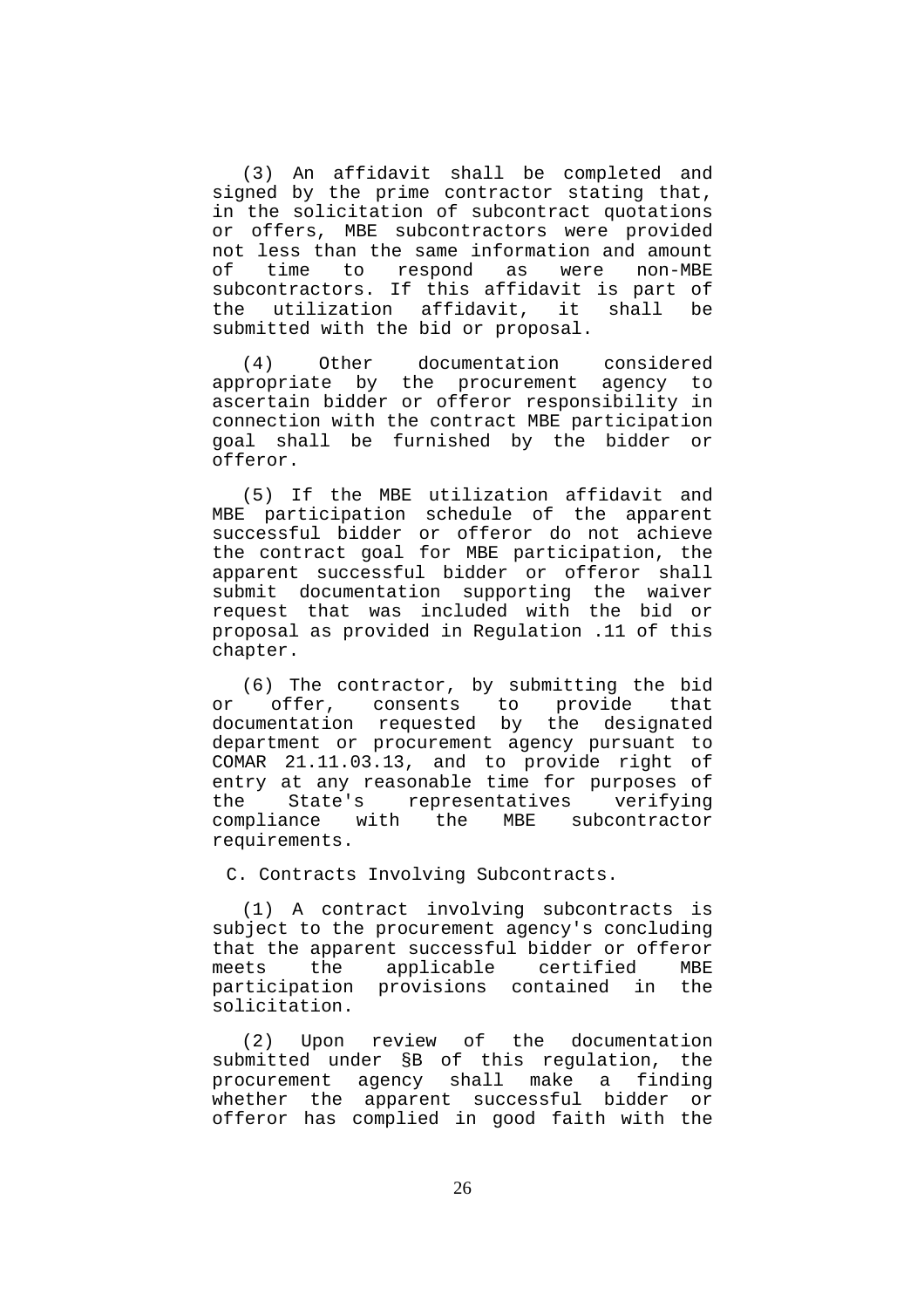(3) An affidavit shall be completed and signed by the prime contractor stating that, in the solicitation of subcontract quotations or offers, MBE subcontractors were provided not less than the same information and amount of time to respond as were non-MBE subcontractors. If this affidavit is part of the utilization affidavit, it shall be submitted with the bid or proposal.

(4) Other documentation considered appropriate by the procurement agency to ascertain bidder or offeror responsibility in connection with the contract MBE participation goal shall be furnished by the bidder or offeror.

(5) If the MBE utilization affidavit and MBE participation schedule of the apparent successful bidder or offeror do not achieve the contract goal for MBE participation, the apparent successful bidder or offeror shall submit documentation supporting the waiver request that was included with the bid or proposal as provided in Regulation .11 of this chapter.

(6) The contractor, by submitting the bid or offer, consents to provide that documentation requested by the designated department or procurement agency pursuant to COMAR 21.11.03.13, and to provide right of entry at any reasonable time for purposes of the State's representatives verifying compliance with the MBE subcontractor requirements.

C. Contracts Involving Subcontracts.

(1) A contract involving subcontracts is subject to the procurement agency's concluding that the apparent successful bidder or offeror meets the applicable certified MBE participation provisions contained in the solicitation.

(2) Upon review of the documentation submitted under §B of this regulation, the procurement agency shall make a finding whether the apparent successful bidder or offeror has complied in good faith with the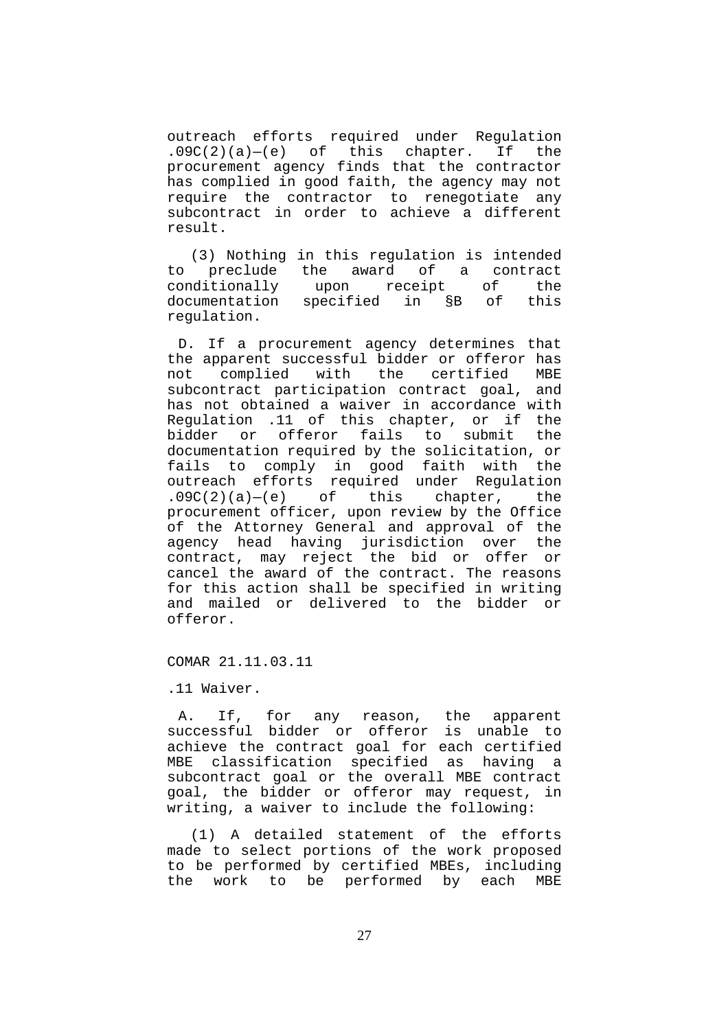outreach efforts required under Regulation .09C(2)(a)—(e) of this chapter. If the procurement agency finds that the contractor has complied in good faith, the agency may not require the contractor to renegotiate any subcontract in order to achieve a different result.

(3) Nothing in this regulation is intended to preclude the award of a contract conditionally upon receipt of the documentation specified in §B of this regulation.

D. If a procurement agency determines that the apparent successful bidder or offeror has not complied with the certified MBE subcontract participation contract goal, and has not obtained a waiver in accordance with Regulation .11 of this chapter, or if the bidder or offeror fails to submit the documentation required by the solicitation, or fails to comply in good faith with the outreach efforts required under Regulation .09C(2)(a)—(e) of this chapter, the procurement officer, upon review by the Office of the Attorney General and approval of the agency head having jurisdiction over the contract, may reject the bid or offer or cancel the award of the contract. The reasons for this action shall be specified in writing and mailed or delivered to the bidder or offeror.

COMAR 21.11.03.11

.11 Waiver.

A. If, for any reason, the apparent successful bidder or offeror is unable to achieve the contract goal for each certified MBE classification specified as having a subcontract goal or the overall MBE contract goal, the bidder or offeror may request, in writing, a waiver to include the following:

(1) A detailed statement of the efforts made to select portions of the work proposed to be performed by certified MBEs, including the work to be performed by each MBE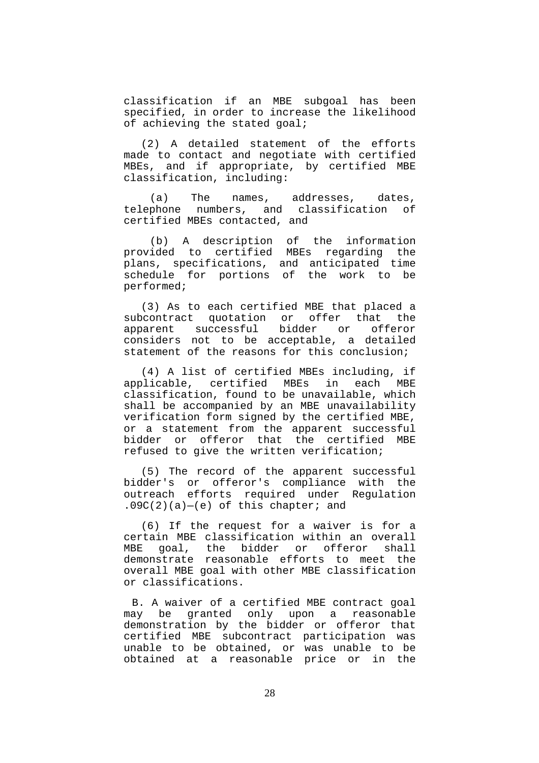classification if an MBE subgoal has been specified, in order to increase the likelihood of achieving the stated goal;

(2) A detailed statement of the efforts made to contact and negotiate with certified MBEs, and if appropriate, by certified MBE classification, including:

(a) The names, addresses, dates, telephone numbers, and classification of certified MBEs contacted, and

(b) A description of the information provided to certified MBEs regarding the plans, specifications, and anticipated time schedule for portions of the work to be performed;

(3) As to each certified MBE that placed a subcontract quotation or offer that the apparent successful bidder or offeror considers not to be acceptable, a detailed statement of the reasons for this conclusion;

(4) A list of certified MBEs including, if applicable, certified MBEs in each MBE classification, found to be unavailable, which shall be accompanied by an MBE unavailability verification form signed by the certified MBE, or a statement from the apparent successful bidder or offeror that the certified MBE refused to give the written verification;

(5) The record of the apparent successful bidder's or offeror's compliance with the outreach efforts required under Regulation .09C(2)(a)—(e) of this chapter; and

(6) If the request for a waiver is for a certain MBE classification within an overall MBE goal, the bidder or offeror shall demonstrate reasonable efforts to meet the overall MBE goal with other MBE classification or classifications.

B. A waiver of a certified MBE contract goal may be granted only upon a reasonable demonstration by the bidder or offeror that certified MBE subcontract participation was unable to be obtained, or was unable to be obtained at a reasonable price or in the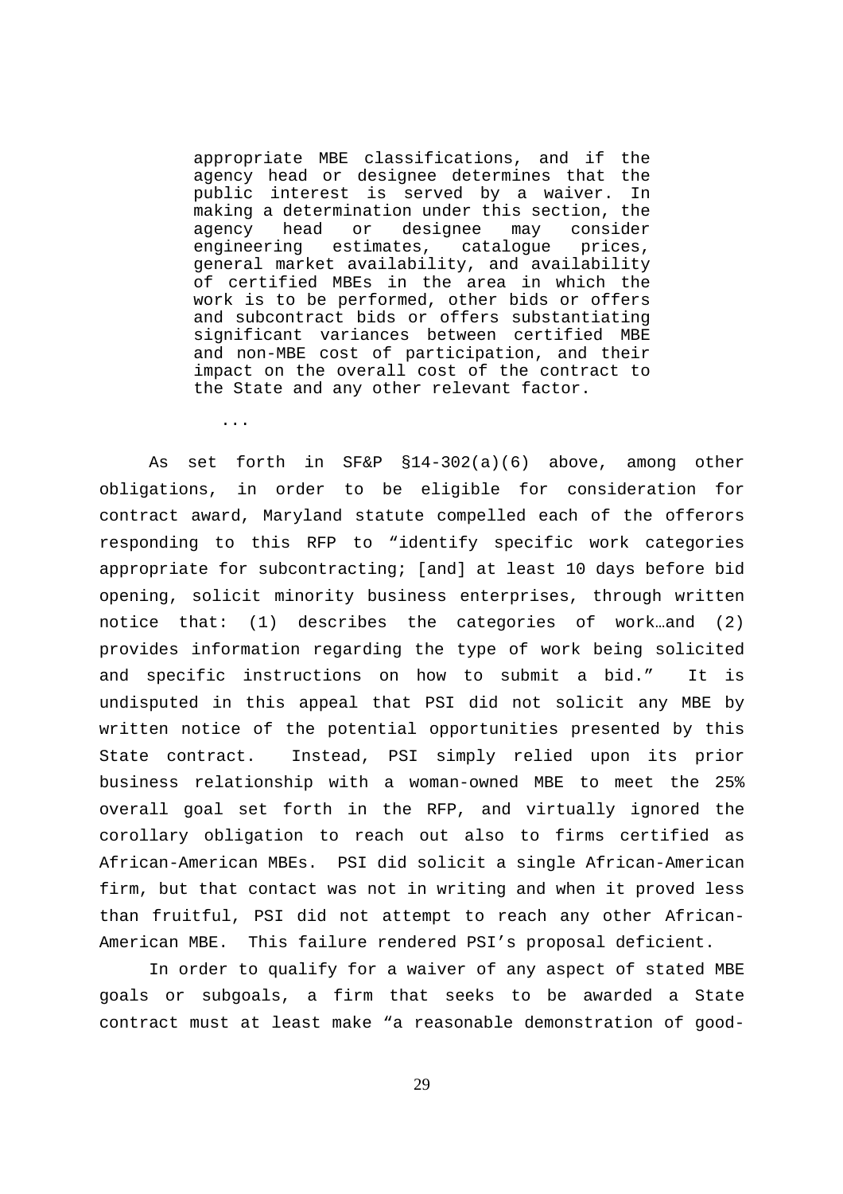> appropriate MBE classifications, and if the agency head or designee determines that the public interest is served by a waiver. In making a determination under this section, the agency head or designee may consider engineering estimates, catalogue prices, general market availability, and availability of certified MBEs in the area in which the work is to be performed, other bids or offers and subcontract bids or offers substantiating significant variances between certified MBE and non-MBE cost of participation, and their impact on the overall cost of the contract to the State and any other relevant factor.
>
> ...

As set forth in SF&P §14-302(a)(6) above, among other obligations, in order to be eligible for consideration for contract award, Maryland statute compelled each of the offerors responding to this RFP to "identify specific work categories appropriate for subcontracting; [and] at least 10 days before bid opening, solicit minority business enterprises, through written notice that: (1) describes the categories of work…and (2) provides information regarding the type of work being solicited and specific instructions on how to submit a bid." It is undisputed in this appeal that PSI did not solicit any MBE by written notice of the potential opportunities presented by this State contract. Instead, PSI simply relied upon its prior business relationship with a woman-owned MBE to meet the 25% overall goal set forth in the RFP, and virtually ignored the corollary obligation to reach out also to firms certified as African-American MBEs. PSI did solicit a single African-American firm, but that contact was not in writing and when it proved less than fruitful, PSI did not attempt to reach any other African-American MBE. This failure rendered PSI's proposal deficient.

In order to qualify for a waiver of any aspect of stated MBE goals or subgoals, a firm that seeks to be awarded a State contract must at least make "a reasonable demonstration of good-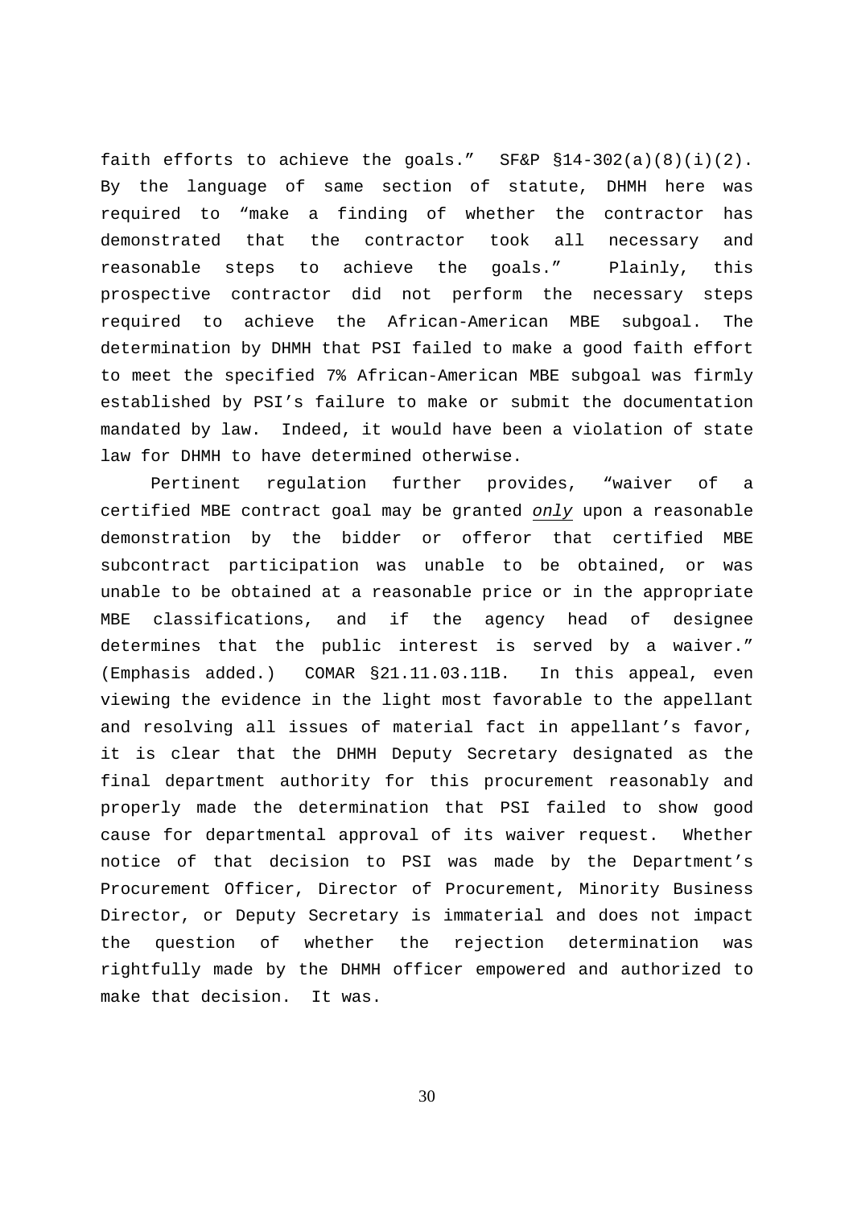faith efforts to achieve the goals." SF&P §14-302(a)(8)(i)(2). By the language of same section of statute, DHMH here was required to "make a finding of whether the contractor has demonstrated that the contractor took all necessary and reasonable steps to achieve the goals." Plainly, this prospective contractor did not perform the necessary steps required to achieve the African-American MBE subgoal. The determination by DHMH that PSI failed to make a good faith effort to meet the specified 7% African-American MBE subgoal was firmly established by PSI's failure to make or submit the documentation mandated by law. Indeed, it would have been a violation of state law for DHMH to have determined otherwise.

Pertinent regulation further provides, "waiver of a certified MBE contract goal may be granted *only* upon a reasonable demonstration by the bidder or offeror that certified MBE subcontract participation was unable to be obtained, or was unable to be obtained at a reasonable price or in the appropriate MBE classifications, and if the agency head of designee determines that the public interest is served by a waiver." (Emphasis added.) COMAR §21.11.03.11B. In this appeal, even viewing the evidence in the light most favorable to the appellant and resolving all issues of material fact in appellant's favor, it is clear that the DHMH Deputy Secretary designated as the final department authority for this procurement reasonably and properly made the determination that PSI failed to show good cause for departmental approval of its waiver request. Whether notice of that decision to PSI was made by the Department's Procurement Officer, Director of Procurement, Minority Business Director, or Deputy Secretary is immaterial and does not impact the question of whether the rejection determination was rightfully made by the DHMH officer empowered and authorized to make that decision. It was.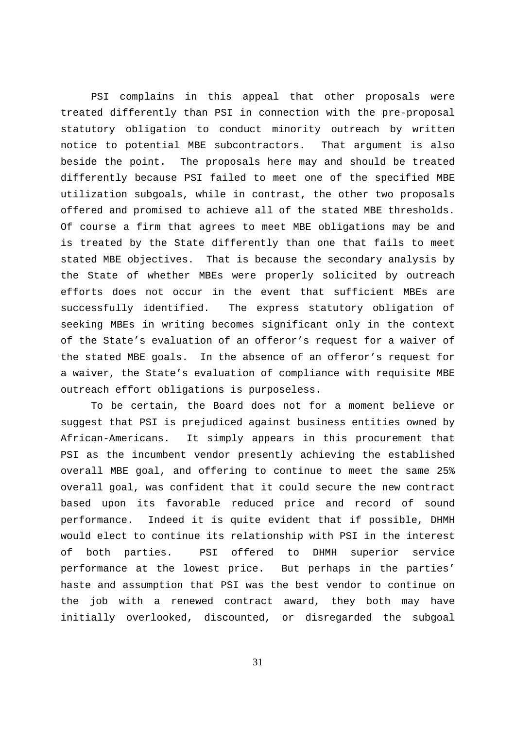PSI complains in this appeal that other proposals were treated differently than PSI in connection with the pre-proposal statutory obligation to conduct minority outreach by written notice to potential MBE subcontractors. That argument is also beside the point. The proposals here may and should be treated differently because PSI failed to meet one of the specified MBE utilization subgoals, while in contrast, the other two proposals offered and promised to achieve all of the stated MBE thresholds. Of course a firm that agrees to meet MBE obligations may be and is treated by the State differently than one that fails to meet stated MBE objectives. That is because the secondary analysis by the State of whether MBEs were properly solicited by outreach efforts does not occur in the event that sufficient MBEs are successfully identified. The express statutory obligation of seeking MBEs in writing becomes significant only in the context of the State's evaluation of an offeror's request for a waiver of the stated MBE goals. In the absence of an offeror's request for a waiver, the State's evaluation of compliance with requisite MBE outreach effort obligations is purposeless.

To be certain, the Board does not for a moment believe or suggest that PSI is prejudiced against business entities owned by African-Americans. It simply appears in this procurement that PSI as the incumbent vendor presently achieving the established overall MBE goal, and offering to continue to meet the same 25% overall goal, was confident that it could secure the new contract based upon its favorable reduced price and record of sound performance. Indeed it is quite evident that if possible, DHMH would elect to continue its relationship with PSI in the interest of both parties. PSI offered to DHMH superior service performance at the lowest price. But perhaps in the parties' haste and assumption that PSI was the best vendor to continue on the job with a renewed contract award, they both may have initially overlooked, discounted, or disregarded the subgoal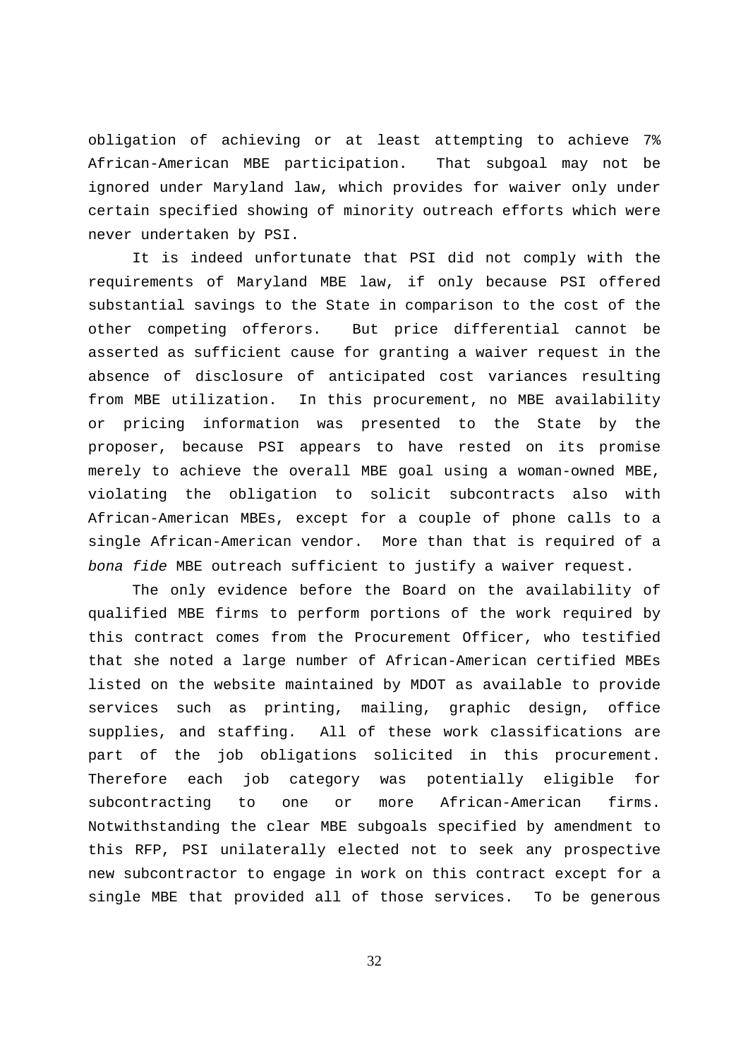obligation of achieving or at least attempting to achieve 7% African-American MBE participation. That subgoal may not be ignored under Maryland law, which provides for waiver only under certain specified showing of minority outreach efforts which were never undertaken by PSI.

It is indeed unfortunate that PSI did not comply with the requirements of Maryland MBE law, if only because PSI offered substantial savings to the State in comparison to the cost of the other competing offerors. But price differential cannot be asserted as sufficient cause for granting a waiver request in the absence of disclosure of anticipated cost variances resulting from MBE utilization. In this procurement, no MBE availability or pricing information was presented to the State by the proposer, because PSI appears to have rested on its promise merely to achieve the overall MBE goal using a woman-owned MBE, violating the obligation to solicit subcontracts also with African-American MBEs, except for a couple of phone calls to a single African-American vendor. More than that is required of a *bona fide* MBE outreach sufficient to justify a waiver request.

The only evidence before the Board on the availability of qualified MBE firms to perform portions of the work required by this contract comes from the Procurement Officer, who testified that she noted a large number of African-American certified MBEs listed on the website maintained by MDOT as available to provide services such as printing, mailing, graphic design, office supplies, and staffing. All of these work classifications are part of the job obligations solicited in this procurement. Therefore each job category was potentially eligible for subcontracting to one or more African-American firms. Notwithstanding the clear MBE subgoals specified by amendment to this RFP, PSI unilaterally elected not to seek any prospective new subcontractor to engage in work on this contract except for a single MBE that provided all of those services. To be generous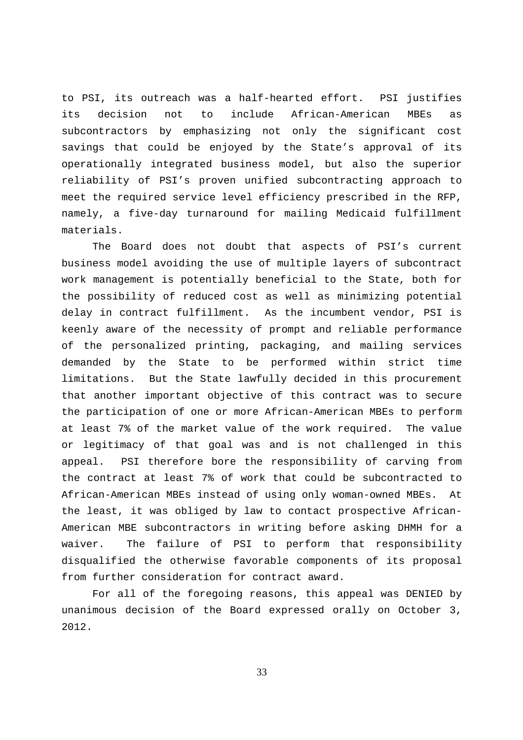to PSI, its outreach was a half-hearted effort. PSI justifies its decision not to include African-American MBEs as subcontractors by emphasizing not only the significant cost savings that could be enjoyed by the State's approval of its operationally integrated business model, but also the superior reliability of PSI's proven unified subcontracting approach to meet the required service level efficiency prescribed in the RFP, namely, a five-day turnaround for mailing Medicaid fulfillment materials.

The Board does not doubt that aspects of PSI's current business model avoiding the use of multiple layers of subcontract work management is potentially beneficial to the State, both for the possibility of reduced cost as well as minimizing potential delay in contract fulfillment. As the incumbent vendor, PSI is keenly aware of the necessity of prompt and reliable performance of the personalized printing, packaging, and mailing services demanded by the State to be performed within strict time limitations. But the State lawfully decided in this procurement that another important objective of this contract was to secure the participation of one or more African-American MBEs to perform at least 7% of the market value of the work required. The value or legitimacy of that goal was and is not challenged in this appeal. PSI therefore bore the responsibility of carving from the contract at least 7% of work that could be subcontracted to African-American MBEs instead of using only woman-owned MBEs. At the least, it was obliged by law to contact prospective African-American MBE subcontractors in writing before asking DHMH for a waiver. The failure of PSI to perform that responsibility disqualified the otherwise favorable components of its proposal from further consideration for contract award.

For all of the foregoing reasons, this appeal was DENIED by unanimous decision of the Board expressed orally on October 3, 2012.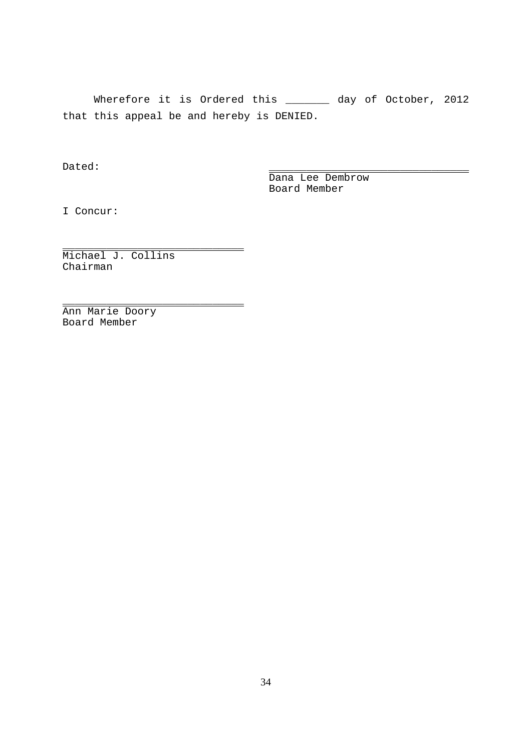Wherefore it is Ordered this _______ day of October, 2012 that this appeal be and hereby is DENIED.

Dated:

_________________________________
Dana Lee Dembrow
Board Member

I Concur:

______________________________
Michael J. Collins
Chairman

______________________________
Ann Marie Doory
Board Member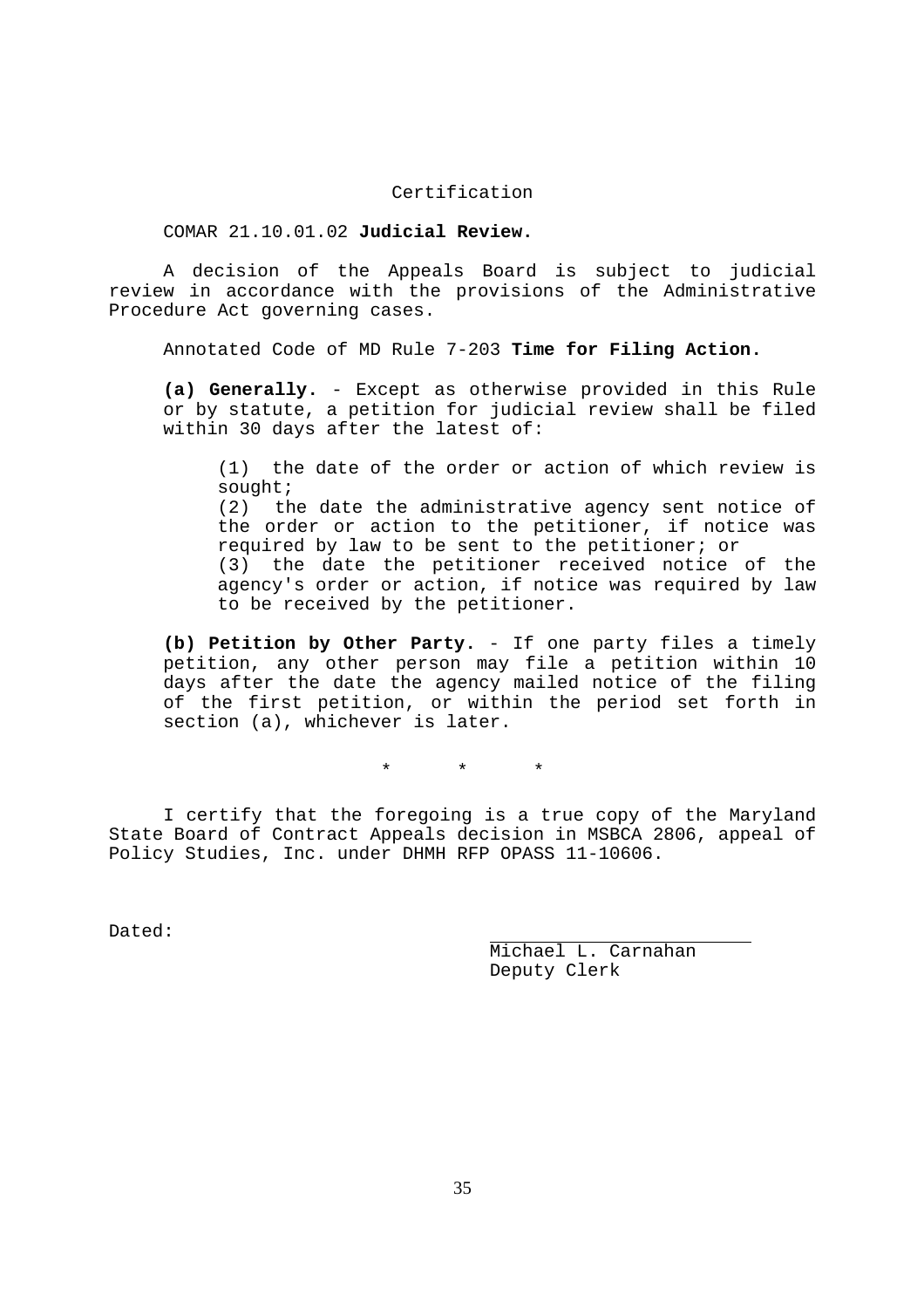Certification

COMAR 21.10.01.02 **Judicial Review.**

A decision of the Appeals Board is subject to judicial review in accordance with the provisions of the Administrative Procedure Act governing cases.

Annotated Code of MD Rule 7-203 **Time for Filing Action.**

**(a) Generally.** - Except as otherwise provided in this Rule or by statute, a petition for judicial review shall be filed within 30 days after the latest of:

> (1) the date of the order or action of which review is sought;
> (2) the date the administrative agency sent notice of the order or action to the petitioner, if notice was required by law to be sent to the petitioner; or
> (3) the date the petitioner received notice of the agency's order or action, if notice was required by law to be received by the petitioner.

**(b) Petition by Other Party.** - If one party files a timely petition, any other person may file a petition within 10 days after the date the agency mailed notice of the filing of the first petition, or within the period set forth in section (a), whichever is later.

\* \* \*

I certify that the foregoing is a true copy of the Maryland State Board of Contract Appeals decision in MSBCA 2806, appeal of Policy Studies, Inc. under DHMH RFP OPASS 11-10606.

Dated:

Michael L. Carnahan
Deputy Clerk